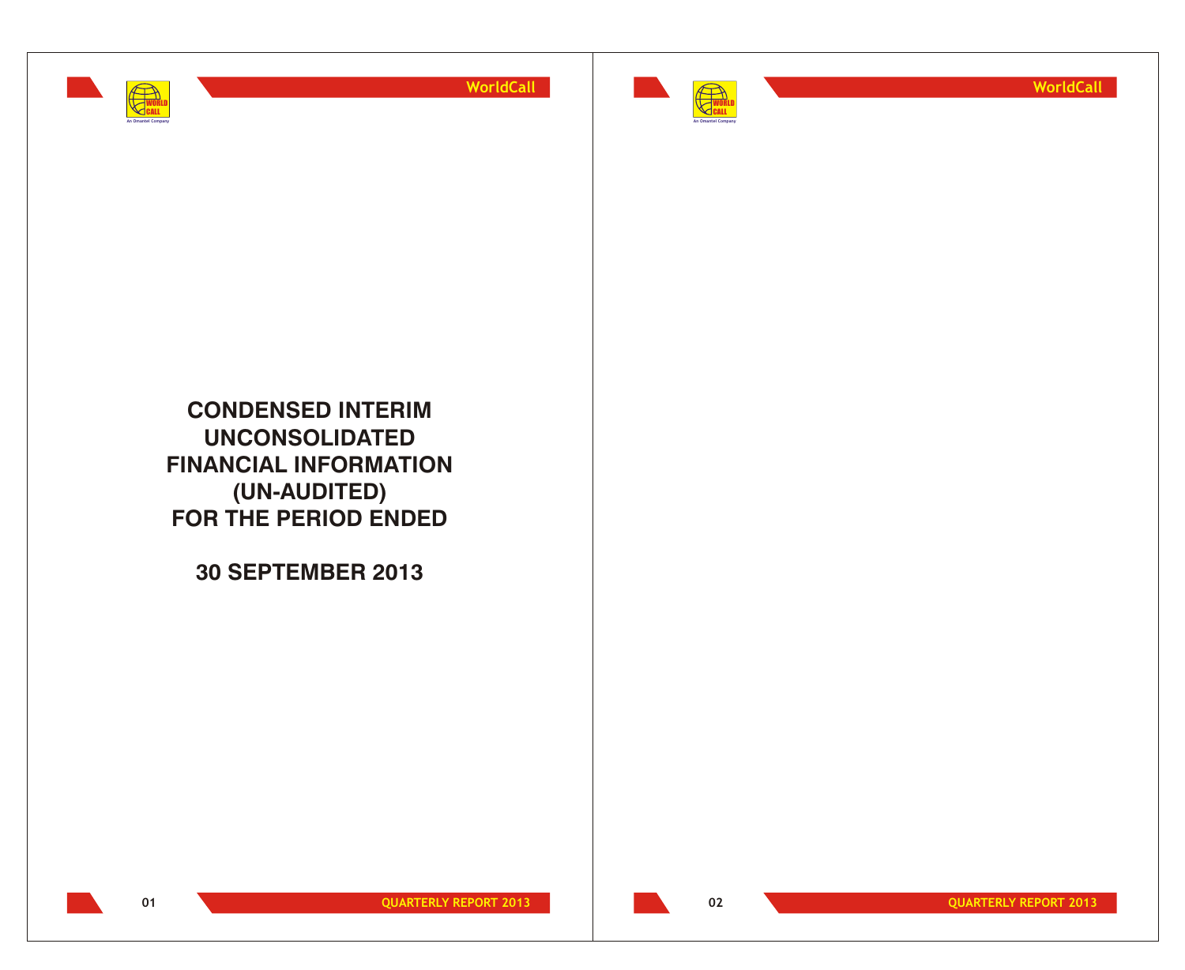# CONDENSED INTERIM UNCONSOLIDATED FINANCIAL INFORMATION (UN-AUDITED) FOR THE PERIOD ENDED

# 30 SEPTEMBER 2013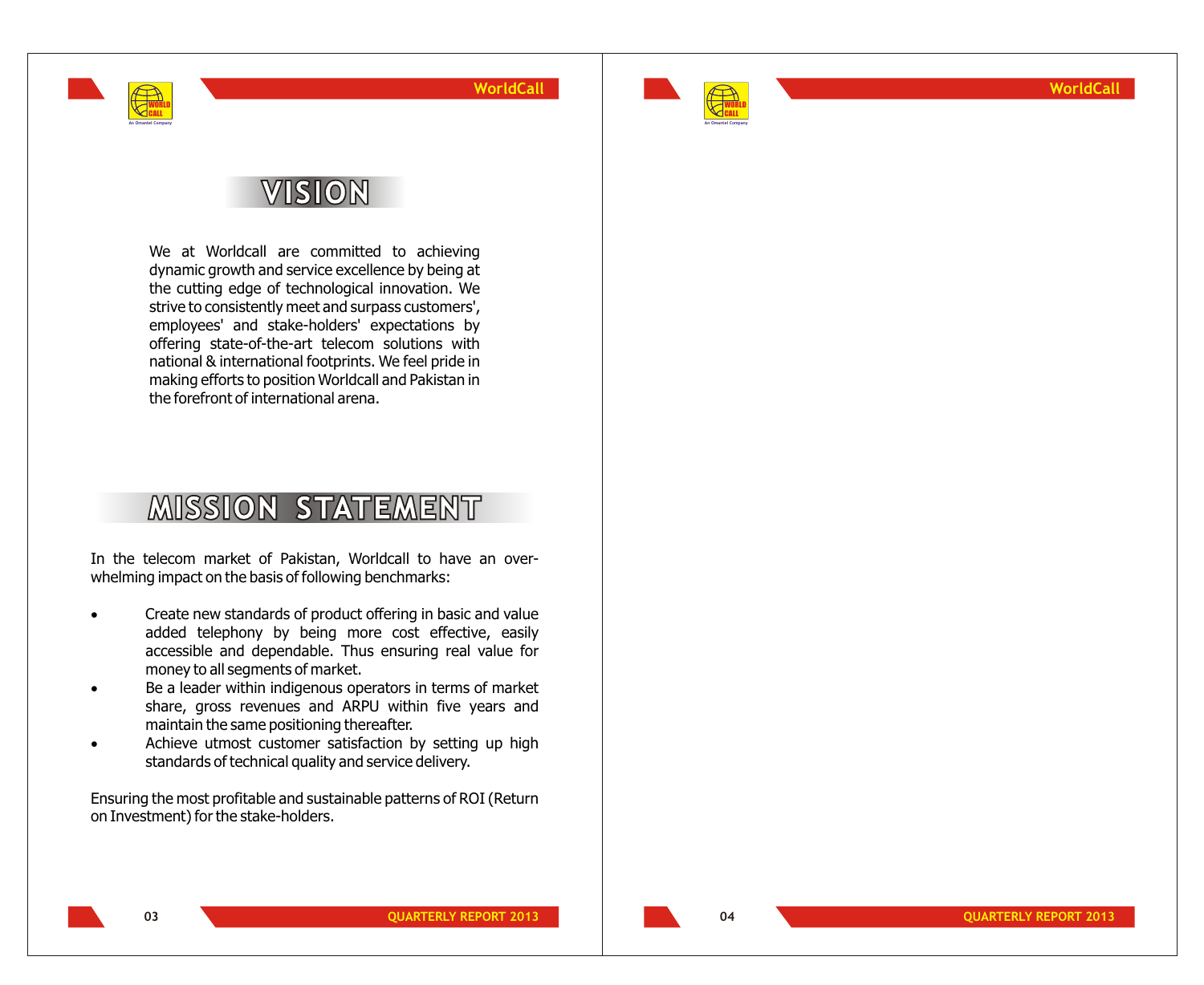# VISION

We at Worldcall are committed to achieving dynamic growth and service excellence by being at the cutting edge of technological innovation. We strive to consistently meet and surpass customers', employees' and stake-holders' expectations by offering state-of-the-art telecom solutions with national & international footprints. We feel pride in making efforts to position Worldcall and Pakistan in the forefront of international arena.

# MISSION STATEMENT

In the telecom market of Pakistan, Worldcall to have an over-whelming impact on the basis of following benchmarks:

- Create new standards of product offering in basic and value added telephony by being more cost effective, easily accessible and dependable. Thus ensuring real value for money to all segments of market.
- Be a leader within indigenous operators in terms of market share, gross revenues and ARPU within five years and maintain the same positioning thereafter.
- Achieve utmost customer satisfaction by setting up high standards of technical quality and service delivery.

Ensuring the most profitable and sustainable patterns of ROI (Return on Investment) for the stake-holders.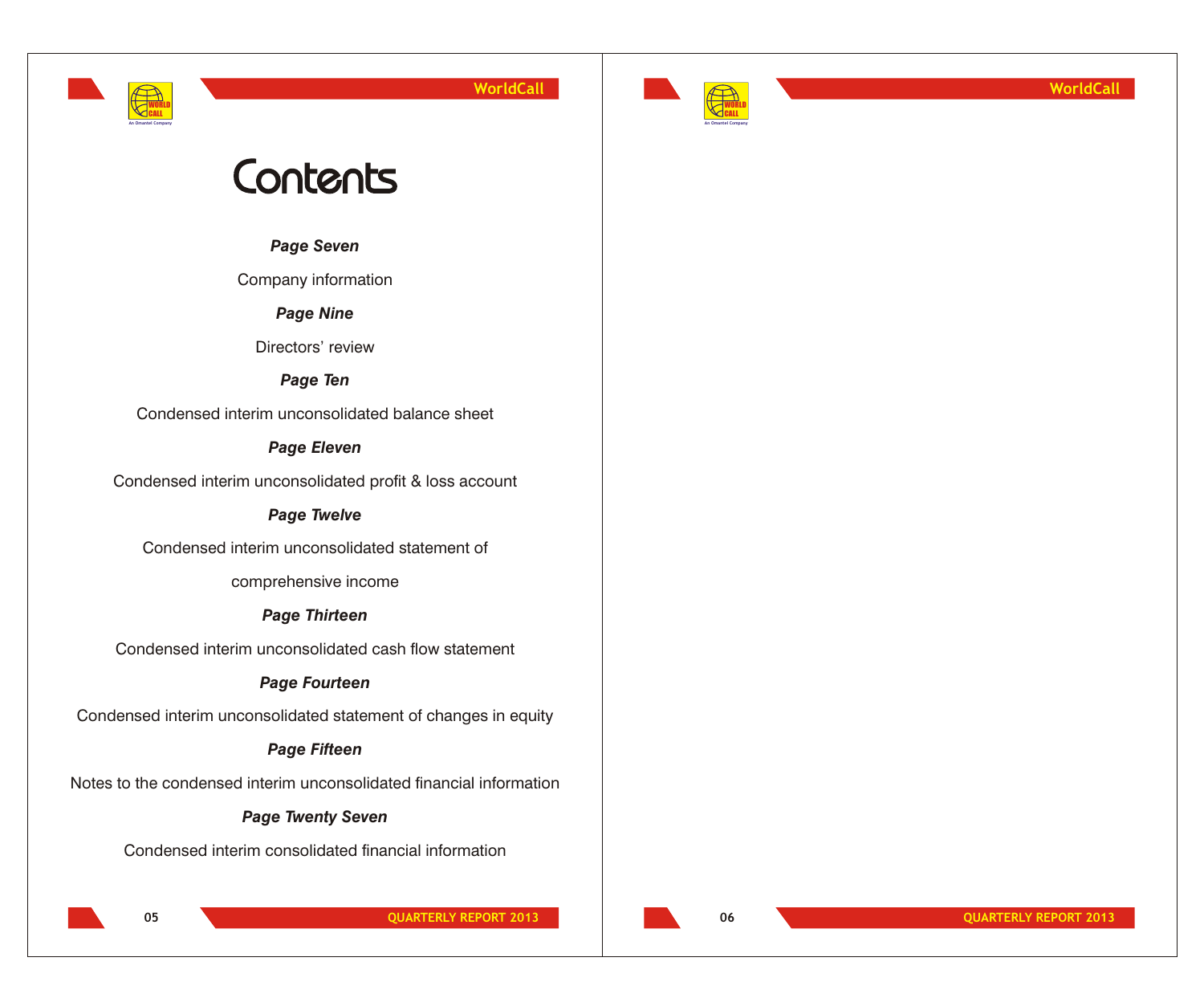# Contents

***Page Seven***

Company information

***Page Nine***

Directors' review

***Page Ten***

Condensed interim unconsolidated balance sheet

***Page Eleven***

Condensed interim unconsolidated profit & loss account

***Page Twelve***

Condensed interim unconsolidated statement of comprehensive income

***Page Thirteen***

Condensed interim unconsolidated cash flow statement

***Page Fourteen***

Condensed interim unconsolidated statement of changes in equity

***Page Fifteen***

Notes to the condensed interim unconsolidated financial information

***Page Twenty Seven***

Condensed interim consolidated financial information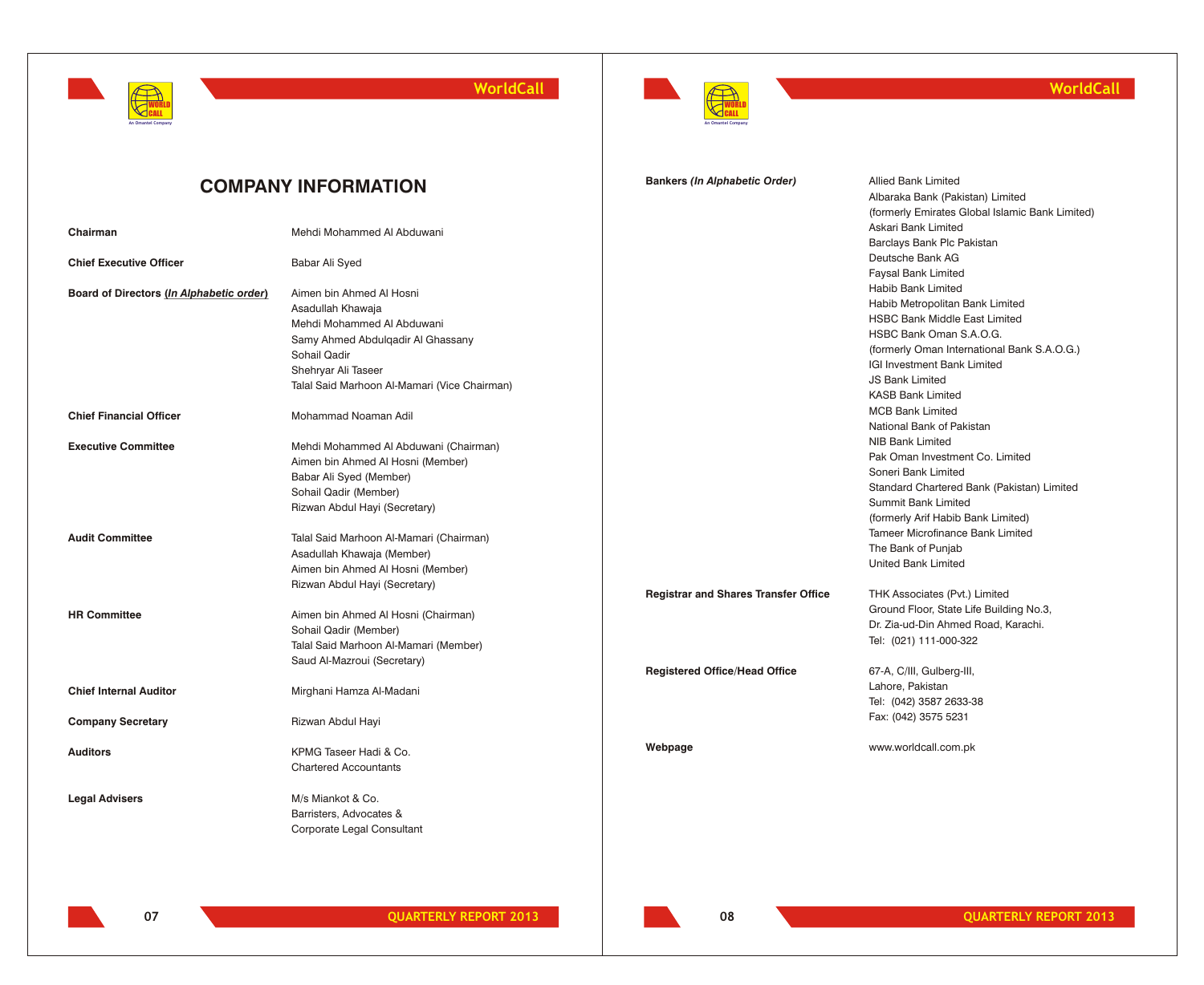# COMPANY INFORMATION

| | |
|---|---|
| **Chairman** | Mehdi Mohammed Al Abduwani |
| **Chief Executive Officer** | Babar Ali Syed |
| **Board of Directors (*In Alphabetic order*)** | Aimen bin Ahmed Al Hosni<br>Asadullah Khawaja<br>Mehdi Mohammed Al Abduwani<br>Samy Ahmed Abdulqadir Al Ghassany<br>Sohail Qadir<br>Shehryar Ali Taseer<br>Talal Said Marhoon Al-Mamari (Vice Chairman) |
| **Chief Financial Officer** | Mohammad Noaman Adil |
| **Executive Committee** | Mehdi Mohammed Al Abduwani (Chairman)<br>Aimen bin Ahmed Al Hosni (Member)<br>Babar Ali Syed (Member)<br>Sohail Qadir (Member)<br>Rizwan Abdul Hayi (Secretary) |
| **Audit Committee** | Talal Said Marhoon Al-Mamari (Chairman)<br>Asadullah Khawaja (Member)<br>Aimen bin Ahmed Al Hosni (Member)<br>Rizwan Abdul Hayi (Secretary) |
| **HR Committee** | Aimen bin Ahmed Al Hosni (Chairman)<br>Sohail Qadir (Member)<br>Talal Said Marhoon Al-Mamari (Member)<br>Saud Al-Mazroui (Secretary) |
| **Chief Internal Auditor** | Mirghani Hamza Al-Madani |
| **Company Secretary** | Rizwan Abdul Hayi |
| **Auditors** | KPMG Taseer Hadi & Co.<br>Chartered Accountants |
| **Legal Advisers** | M/s Miankot & Co.<br>Barristers, Advocates &<br>Corporate Legal Consultant |
| **Bankers (*In Alphabetic Order*)** | Allied Bank Limited<br>Albaraka Bank (Pakistan) Limited<br>(formerly Emirates Global Islamic Bank Limited)<br>Askari Bank Limited<br>Barclays Bank Plc Pakistan<br>Deutsche Bank AG<br>Faysal Bank Limited<br>Habib Bank Limited<br>Habib Metropolitan Bank Limited<br>HSBC Bank Middle East Limited<br>HSBC Bank Oman S.A.O.G.<br>(formerly Oman International Bank S.A.O.G.)<br>IGI Investment Bank Limited<br>JS Bank Limited<br>KASB Bank Limited<br>MCB Bank Limited<br>National Bank of Pakistan<br>NIB Bank Limited<br>Pak Oman Investment Co. Limited<br>Soneri Bank Limited<br>Standard Chartered Bank (Pakistan) Limited<br>Summit Bank Limited<br>(formerly Arif Habib Bank Limited)<br>Tameer Microfinance Bank Limited<br>The Bank of Punjab<br>United Bank Limited |
| **Registrar and Shares Transfer Office** | THK Associates (Pvt.) Limited<br>Ground Floor, State Life Building No.3,<br>Dr. Zia-ud-Din Ahmed Road, Karachi.<br>Tel: (021) 111-000-322 |
| **Registered Office/Head Office** | 67-A, C/III, Gulberg-III,<br>Lahore, Pakistan<br>Tel: (042) 3587 2633-38<br>Fax: (042) 3575 5231 |
| **Webpage** | www.worldcall.com.pk |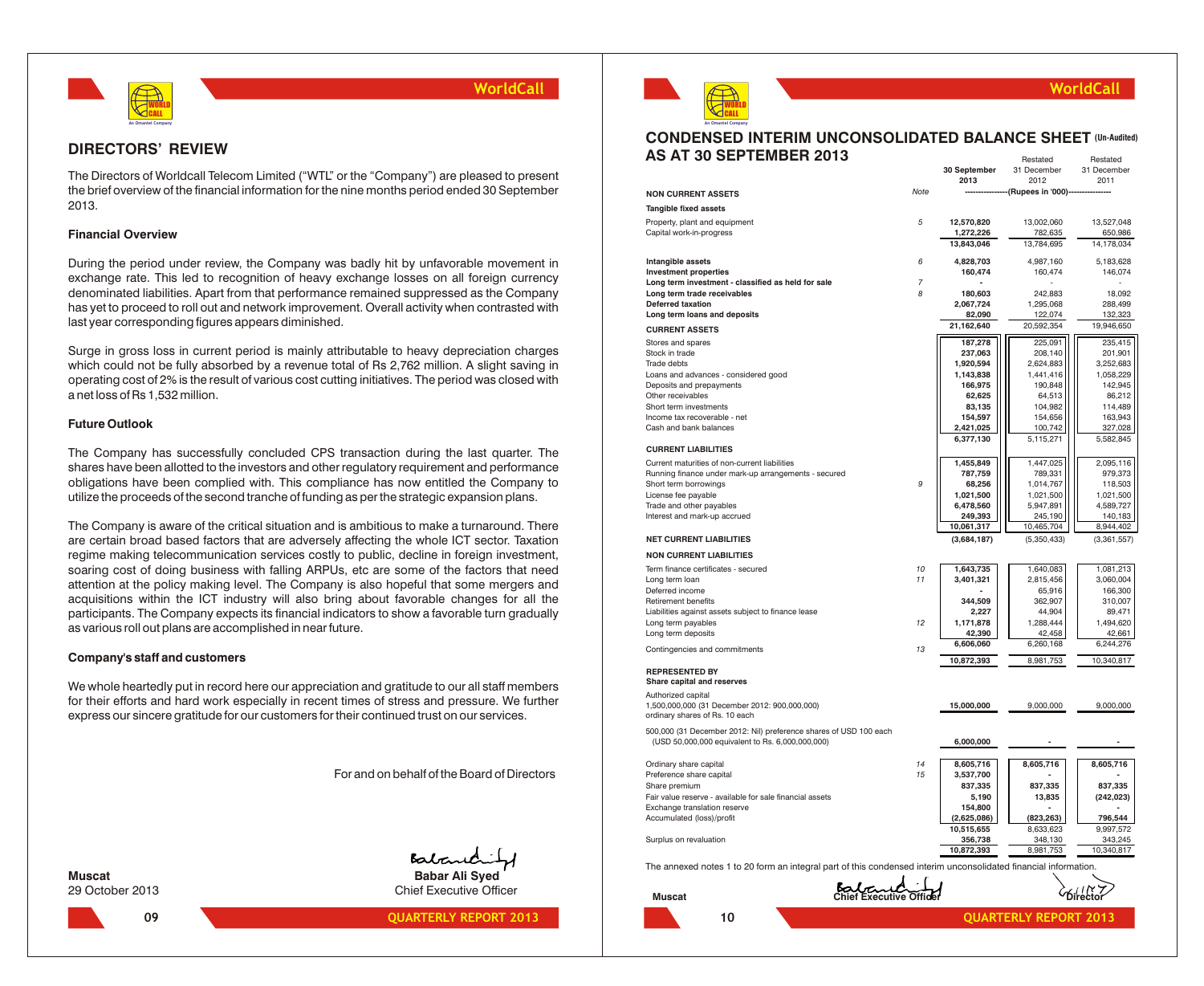## DIRECTORS' REVIEW

The Directors of Worldcall Telecom Limited ("WTL" or the "Company") are pleased to present the brief overview of the financial information for the nine months period ended 30 September 2013.

### Financial Overview

During the period under review, the Company was badly hit by unfavorable movement in exchange rate. This led to recognition of heavy exchange losses on all foreign currency denominated liabilities. Apart from that performance remained suppressed as the Company has yet to proceed to roll out and network improvement. Overall activity when contrasted with last year corresponding figures appears diminished.

Surge in gross loss in current period is mainly attributable to heavy depreciation charges which could not be fully absorbed by a revenue total of Rs 2,762 million. A slight saving in operating cost of 2% is the result of various cost cutting initiatives. The period was closed with a net loss of Rs 1,532 million.

### Future Outlook

The Company has successfully concluded CPS transaction during the last quarter. The shares have been allotted to the investors and other regulatory requirement and performance obligations have been complied with. This compliance has now entitled the Company to utilize the proceeds of the second tranche of funding as per the strategic expansion plans.

The Company is aware of the critical situation and is ambitious to make a turnaround. There are certain broad based factors that are adversely affecting the whole ICT sector. Taxation regime making telecommunication services costly to public, decline in foreign investment, soaring cost of doing business with falling ARPUs, etc are some of the factors that need attention at the policy making level. The Company is also hopeful that some mergers and acquisitions within the ICT industry will also bring about favorable changes for all the participants. The Company expects its financial indicators to show a favorable turn gradually as various roll out plans are accomplished in near future.

### Company's staff and customers

We whole heartedly put in record here our appreciation and gratitude to our all staff members for their efforts and hard work especially in recent times of stress and pressure. We further express our sincere gratitude for our customers for their continued trust on our services.

For and on behalf of the Board of Directors

**Muscat**
29 October 2013

**Babar Ali Syed**
Chief Executive Officer

## CONDENSED INTERIM UNCONSOLIDATED BALANCE SHEET (Un-Audited) AS AT 30 SEPTEMBER 2013

| | Note | 30 September 2013 | Restated 31 December 2012 | Restated 31 December 2011 |
|---|---|---|---|---|
| | | -----(Rupees in '000)----- | | |
| **NON CURRENT ASSETS** | | | | |
| **Tangible fixed assets** | | | | |
| Property, plant and equipment | 5 | 12,570,820 | 13,002,060 | 13,527,048 |
| Capital work-in-progress | | 1,272,226 | 782,635 | 650,986 |
| | | 13,843,046 | 13,784,695 | 14,178,034 |
| **Intangible assets** | 6 | 4,828,703 | 4,987,160 | 5,183,628 |
| **Investment properties** | | 160,474 | 160,474 | 146,074 |
| **Long term investment - classified as held for sale** | 7 | - | - | - |
| **Long term trade receivables** | 8 | 180,603 | 242,883 | 18,092 |
| **Deferred taxation** | | 2,067,724 | 1,295,068 | 288,499 |
| **Long term loans and deposits** | | 82,090 | 122,074 | 132,323 |
| | | 21,162,640 | 20,592,354 | 19,946,650 |
| **CURRENT ASSETS** | | | | |
| Stores and spares | | 187,278 | 225,091 | 235,415 |
| Stock in trade | | 237,063 | 208,140 | 201,901 |
| Trade debts | | 1,920,594 | 2,624,883 | 3,252,683 |
| Loans and advances - considered good | | 1,143,838 | 1,441,416 | 1,058,229 |
| Deposits and prepayments | | 166,975 | 190,848 | 142,945 |
| Other receivables | | 62,625 | 64,513 | 86,212 |
| Short term investments | | 83,135 | 104,982 | 114,489 |
| Income tax recoverable - net | | 154,597 | 154,656 | 163,943 |
| Cash and bank balances | | 2,421,025 | 100,742 | 327,028 |
| | | 6,377,130 | 5,115,271 | 5,582,845 |
| **CURRENT LIABILITIES** | | | | |
| Current maturities of non-current liabilities | | 1,455,849 | 1,447,025 | 2,095,116 |
| Running finance under mark-up arrangements - secured | | 787,759 | 789,331 | 979,373 |
| Short term borrowings | 9 | 68,256 | 1,014,767 | 118,503 |
| License fee payable | | 1,021,500 | 1,021,500 | 1,021,500 |
| Trade and other payables | | 6,478,560 | 5,947,891 | 4,589,727 |
| Interest and mark-up accrued | | 249,393 | 245,190 | 140,183 |
| | | 10,061,317 | 10,465,704 | 8,944,402 |
| **NET CURRENT LIABILITIES** | | (3,684,187) | (5,350,433) | (3,361,557) |
| **NON CURRENT LIABILITIES** | | | | |
| Term finance certificates - secured | 10 | 1,643,735 | 1,640,083 | 1,081,213 |
| Long term loan | 11 | 3,401,321 | 2,815,456 | 3,060,004 |
| Deferred income | | - | 65,916 | 166,300 |
| Retirement benefits | | 344,509 | 362,907 | 310,007 |
| Liabilities against assets subject to finance lease | | 2,227 | 44,904 | 89,471 |
| Long term payables | 12 | 1,171,878 | 1,288,444 | 1,494,620 |
| Long term deposits | | 42,390 | 42,458 | 42,661 |
| | | 6,606,060 | 6,260,168 | 6,244,276 |
| Contingencies and commitments | 13 | | | |
| | | 10,872,393 | 8,981,753 | 10,340,817 |
| **REPRESENTED BY** | | | | |
| **Share capital and reserves** | | | | |
| Authorized capital 1,500,000,000 (31 December 2012: 900,000,000) ordinary shares of Rs. 10 each | | 15,000,000 | 9,000,000 | 9,000,000 |
| 500,000 (31 December 2012: Nil) preference shares of USD 100 each (USD 50,000,000 equivalent to Rs. 6,000,000,000) | | 6,000,000 | - | - |
| Ordinary share capital | 14 | 8,605,716 | 8,605,716 | 8,605,716 |
| Preference share capital | 15 | 3,537,700 | - | - |
| Share premium | | 837,335 | 837,335 | 837,335 |
| Fair value reserve - available for sale financial assets | | 5,190 | 13,835 | (242,023) |
| Exchange translation reserve | | 154,800 | - | - |
| Accumulated (loss)/profit | | (2,625,086) | (823,263) | 796,544 |
| | | 10,515,655 | 8,633,623 | 9,997,572 |
| Surplus on revaluation | | 356,738 | 348,130 | 343,245 |
| | | 10,872,393 | 8,981,753 | 10,340,817 |

The annexed notes 1 to 20 form an integral part of this condensed interim unconsolidated financial information.

**Muscat**

Chief Executive Officer

Director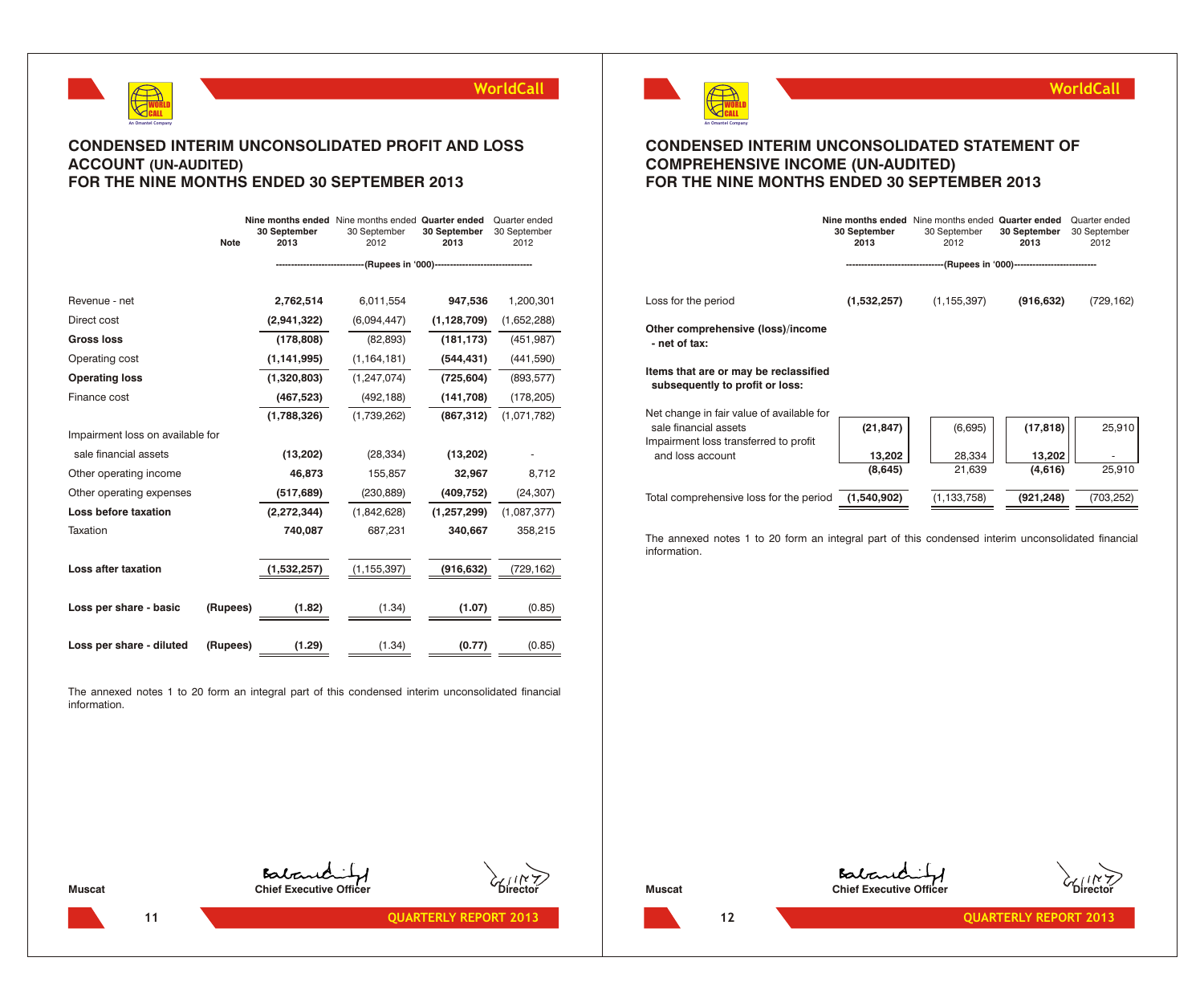# CONDENSED INTERIM UNCONSOLIDATED PROFIT AND LOSS ACCOUNT (UN-AUDITED) FOR THE NINE MONTHS ENDED 30 SEPTEMBER 2013

| | Note | Nine months ended 30 September 2013 | Nine months ended 30 September 2012 | Quarter ended 30 September 2013 | Quarter ended 30 September 2012 |
|---|---|---|---|---|---|
| | | (Rupees in '000) | | | |
| Revenue - net | | 2,762,514 | 6,011,554 | 947,536 | 1,200,301 |
| Direct cost | | (2,941,322) | (6,094,447) | (1,128,709) | (1,652,288) |
| **Gross loss** | | (178,808) | (82,893) | (181,173) | (451,987) |
| Operating cost | | (1,141,995) | (1,164,181) | (544,431) | (441,590) |
| **Operating loss** | | (1,320,803) | (1,247,074) | (725,604) | (893,577) |
| Finance cost | | (467,523) | (492,188) | (141,708) | (178,205) |
| | | (1,788,326) | (1,739,262) | (867,312) | (1,071,782) |
| Impairment loss on available for sale financial assets | | (13,202) | (28,334) | (13,202) | - |
| Other operating income | | 46,873 | 155,857 | 32,967 | 8,712 |
| Other operating expenses | | (517,689) | (230,889) | (409,752) | (24,307) |
| **Loss before taxation** | | (2,272,344) | (1,842,628) | (1,257,299) | (1,087,377) |
| Taxation | | 740,087 | 687,231 | 340,667 | 358,215 |
| **Loss after taxation** | | (1,532,257) | (1,155,397) | (916,632) | (729,162) |
| **Loss per share - basic** | (Rupees) | (1.82) | (1.34) | (1.07) | (0.85) |
| **Loss per share - diluted** | (Rupees) | (1.29) | (1.34) | (0.77) | (0.85) |

The annexed notes 1 to 20 form an integral part of this condensed interim unconsolidated financial information.

Muscat | Chief Executive Officer | Director

# CONDENSED INTERIM UNCONSOLIDATED STATEMENT OF COMPREHENSIVE INCOME (UN-AUDITED) FOR THE NINE MONTHS ENDED 30 SEPTEMBER 2013

| | Nine months ended 30 September 2013 | Nine months ended 30 September 2012 | Quarter ended 30 September 2013 | Quarter ended 30 September 2012 |
|---|---|---|---|---|
| | (Rupees in '000) | | | |
| Loss for the period | (1,532,257) | (1,155,397) | (916,632) | (729,162) |
| **Other comprehensive (loss)/income - net of tax:** | | | | |
| **Items that are or may be reclassified subsequently to profit or loss:** | | | | |
| Net change in fair value of available for sale financial assets | (21,847) | (6,695) | (17,818) | 25,910 |
| Impairment loss transferred to profit and loss account | 13,202 | 28,334 | 13,202 | - |
| | (8,645) | 21,639 | (4,616) | 25,910 |
| Total comprehensive loss for the period | (1,540,902) | (1,133,758) | (921,248) | (703,252) |

The annexed notes 1 to 20 form an integral part of this condensed interim unconsolidated financial information.

Muscat | Chief Executive Officer | Director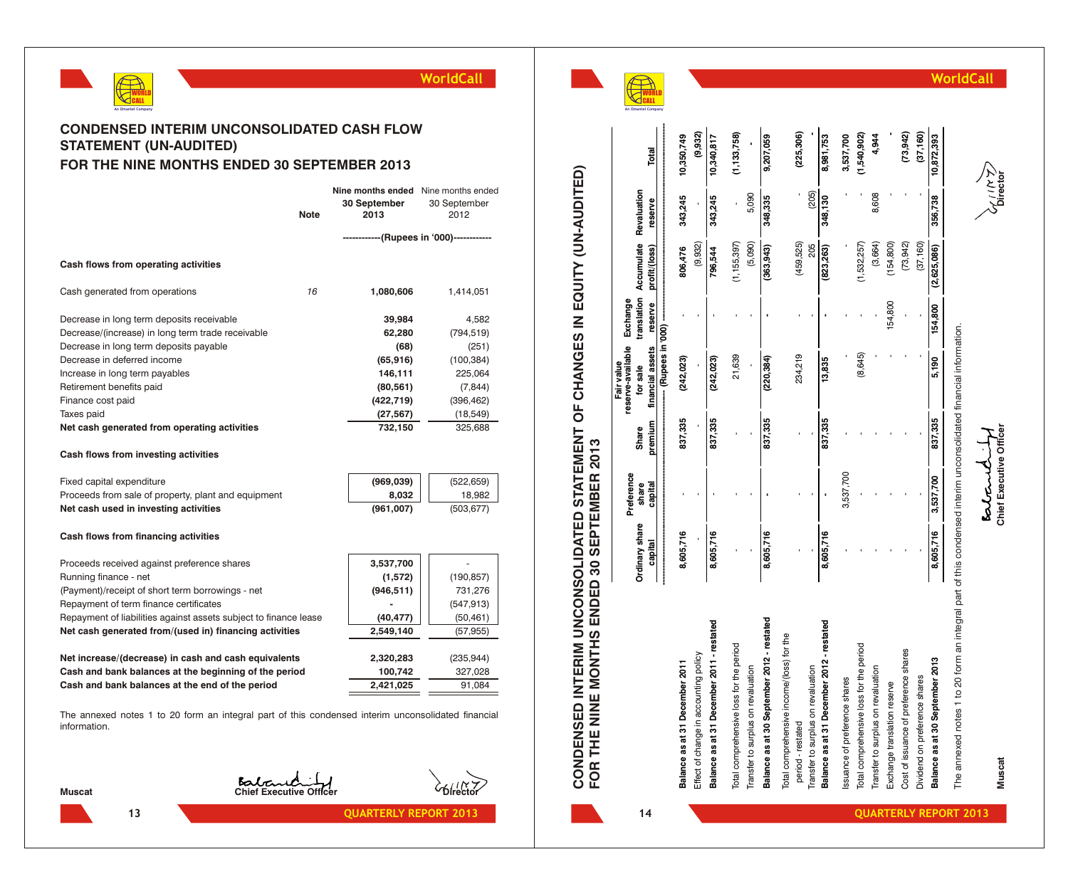## CONDENSED INTERIM UNCONSOLIDATED CASH FLOW STATEMENT (UN-AUDITED)

## FOR THE NINE MONTHS ENDED 30 SEPTEMBER 2013

| | Note | Nine months ended 30 September 2013 | Nine months ended 30 September 2012 |
|---|---|---|---|
| | | ------------(Rupees in '000)------------ | |
| **Cash flows from operating activities** | | | |
| Cash generated from operations | 16 | **1,080,606** | 1,414,051 |
| Decrease in long term deposits receivable | | **39,984** | 4,582 |
| Decrease/(increase) in long term trade receivable | | **62,280** | (794,519) |
| Decrease in long term deposits payable | | **(68)** | (251) |
| Decrease in deferred income | | **(65,916)** | (100,384) |
| Increase in long term payables | | **146,111** | 225,064 |
| Retirement benefits paid | | **(80,561)** | (7,844) |
| Finance cost paid | | **(422,719)** | (396,462) |
| Taxes paid | | **(27,567)** | (18,549) |
| **Net cash generated from operating activities** | | **732,150** | 325,688 |
| **Cash flows from investing activities** | | | |
| Fixed capital expenditure | | **(969,039)** | (522,659) |
| Proceeds from sale of property, plant and equipment | | **8,032** | 18,982 |
| **Net cash used in investing activities** | | **(961,007)** | (503,677) |
| **Cash flows from financing activities** | | | |
| Proceeds received against preference shares | | **3,537,700** | - |
| Running finance - net | | **(1,572)** | (190,857) |
| (Payment)/receipt of short term borrowings - net | | **(946,511)** | 731,276 |
| Repayment of term finance certificates | | **-** | (547,913) |
| Repayment of liabilities against assets subject to finance lease | | **(40,477)** | (50,461) |
| **Net cash generated from/(used in) financing activities** | | **2,549,140** | (57,955) |
| **Net increase/(decrease) in cash and cash equivalents** | | **2,320,283** | (235,944) |
| **Cash and bank balances at the beginning of the period** | | **100,742** | 327,028 |
| **Cash and bank balances at the end of the period** | | **2,421,025** | 91,084 |

The annexed notes 1 to 20 form an integral part of this condensed interim unconsolidated financial information.

**Muscat** | **Chief Executive Officer** | **Director**

## CONDENSED INTERIM UNCONSOLIDATED STATEMENT OF CHANGES IN EQUITY (UN-AUDITED)

## FOR THE NINE MONTHS ENDED 30 SEPTEMBER 2013

| | Ordinary share capital | Preference share capital | Share premium | Fair value reserve-available for sale financial assets | Exchange translation reserve | Accumulate profit/(loss) | Revaluation reserve | Total |
|---|---|---|---|---|---|---|---|---|
| | (Rupees in '000) | | | | | | | |
| **Balance as at 31 December 2011** | **8,605,716** | - | **837,335** | **(242,023)** | - | **806,476** | **343,245** | **10,350,749** |
| Effect of change in accounting policy | - | - | - | - | - | (9,932) | - | **(9,932)** |
| **Balance as at 31 December 2011 - restated** | **8,605,716** | - | **837,335** | **(242,023)** | - | **796,544** | **343,245** | **10,340,817** |
| Total comprehensive loss for the period | - | - | - | 21,639 | - | (1,155,397) | - | **(1,133,758)** |
| Transfer to surplus on revaluation | - | - | - | - | - | (5,090) | 5,090 | **-** |
| **Balance as at 30 September 2012 - restated** | **8,605,716** | **-** | **837,335** | **(220,384)** | **-** | **(363,943)** | **348,335** | **9,207,059** |
| Total comprehensive income/(loss) for the period - restated | - | - | - | 234,219 | - | (459,525) | - | **(225,306)** |
| Transfer to surplus on revaluation | - | - | - | - | - | 205 | (205) | **-** |
| **Balance as at 31 December 2012 - restated** | **8,605,716** | **-** | **837,335** | **13,835** | **-** | **(823,263)** | **348,130** | **8,981,753** |
| Issuance of preference shares | - | 3,537,700 | - | - | - | - | - | **3,537,700** |
| Total comprehensive loss for the period | - | - | - | (8,645) | - | (1,532,257) | - | **(1,540,902)** |
| Transfer to surplus on revaluation | - | - | - | - | - | (3,664) | 8,608 | **4,944** |
| Exchange translation reserve | - | - | - | - | 154,800 | (154,800) | - | **-** |
| Cost of issuance of preference shares | - | - | - | - | - | (73,942) | - | **(73,942)** |
| Dividend on preference shares | - | - | - | - | - | (37,160) | - | **(37,160)** |
| **Balance as at 30 September 2013** | **8,605,716** | **3,537,700** | **837,335** | **5,190** | **154,800** | **(2,625,086)** | **356,738** | **10,872,393** |

The annexed notes 1 to 20 form an integral part of this condensed interim unconsolidated financial information.

**Muscat** | **Chief Executive Officer** | **Director**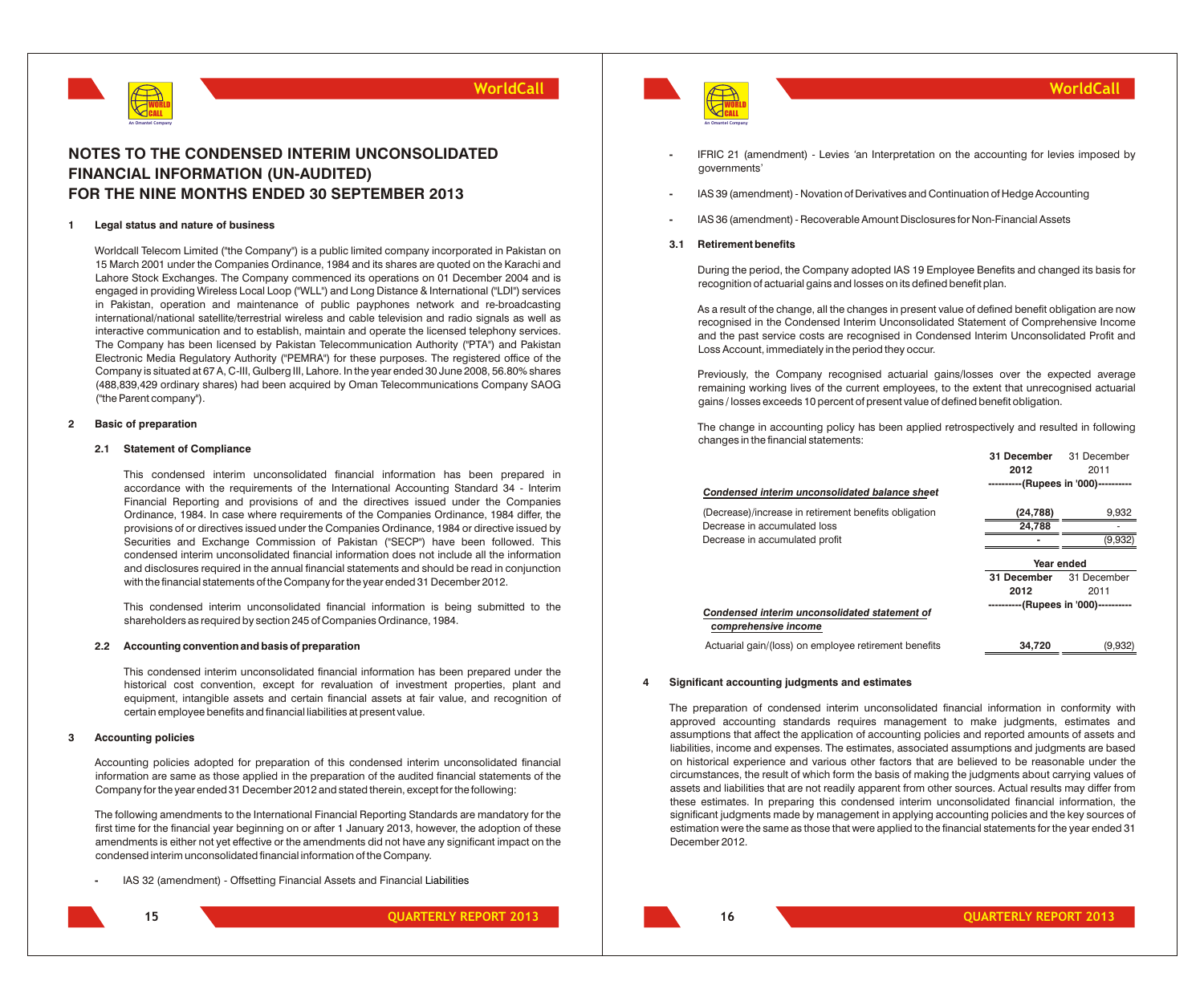# NOTES TO THE CONDENSED INTERIM UNCONSOLIDATED FINANCIAL INFORMATION (UN-AUDITED) FOR THE NINE MONTHS ENDED 30 SEPTEMBER 2013

## 1 Legal status and nature of business

Worldcall Telecom Limited ("the Company") is a public limited company incorporated in Pakistan on 15 March 2001 under the Companies Ordinance, 1984 and its shares are quoted on the Karachi and Lahore Stock Exchanges. The Company commenced its operations on 01 December 2004 and is engaged in providing Wireless Local Loop ("WLL") and Long Distance & International ("LDI") services in Pakistan, operation and maintenance of public payphones network and re-broadcasting international/national satellite/terrestrial wireless and cable television and radio signals as well as interactive communication and to establish, maintain and operate the licensed telephony services. The Company has been licensed by Pakistan Telecommunication Authority ("PTA") and Pakistan Electronic Media Regulatory Authority ("PEMRA") for these purposes. The registered office of the Company is situated at 67 A, C-III, Gulberg III, Lahore. In the year ended 30 June 2008, 56.80% shares (488,839,429 ordinary shares) had been acquired by Oman Telecommunications Company SAOG ("the Parent company").

## 2 Basic of preparation

### 2.1 Statement of Compliance

This condensed interim unconsolidated financial information has been prepared in accordance with the requirements of the International Accounting Standard 34 - Interim Financial Reporting and provisions of and the directives issued under the Companies Ordinance, 1984. In case where requirements of the Companies Ordinance, 1984 differ, the provisions of or directives issued under the Companies Ordinance, 1984 or directive issued by Securities and Exchange Commission of Pakistan ("SECP") have been followed. This condensed interim unconsolidated financial information does not include all the information and disclosures required in the annual financial statements and should be read in conjunction with the financial statements of the Company for the year ended 31 December 2012.

This condensed interim unconsolidated financial information is being submitted to the shareholders as required by section 245 of Companies Ordinance, 1984.

### 2.2 Accounting convention and basis of preparation

This condensed interim unconsolidated financial information has been prepared under the historical cost convention, except for revaluation of investment properties, plant and equipment, intangible assets and certain financial assets at fair value, and recognition of certain employee benefits and financial liabilities at present value.

## 3 Accounting policies

Accounting policies adopted for preparation of this condensed interim unconsolidated financial information are same as those applied in the preparation of the audited financial statements of the Company for the year ended 31 December 2012 and stated therein, except for the following:

The following amendments to the International Financial Reporting Standards are mandatory for the first time for the financial year beginning on or after 1 January 2013, however, the adoption of these amendments is either not yet effective or the amendments did not have any significant impact on the condensed interim unconsolidated financial information of the Company.

- IAS 32 (amendment) - Offsetting Financial Assets and Financial Liabilities
- IFRIC 21 (amendment) - Levies 'an Interpretation on the accounting for levies imposed by governments'
- IAS 39 (amendment) - Novation of Derivatives and Continuation of Hedge Accounting
- IAS 36 (amendment) - Recoverable Amount Disclosures for Non-Financial Assets

### 3.1 Retirement benefits

During the period, the Company adopted IAS 19 Employee Benefits and changed its basis for recognition of actuarial gains and losses on its defined benefit plan.

As a result of the change, all the changes in present value of defined benefit obligation are now recognised in the Condensed Interim Unconsolidated Statement of Comprehensive Income and the past service costs are recognised in Condensed Interim Unconsolidated Profit and Loss Account, immediately in the period they occur.

Previously, the Company recognised actuarial gains/losses over the expected average remaining working lives of the current employees, to the extent that unrecognised actuarial gains / losses exceeds 10 percent of present value of defined benefit obligation.

The change in accounting policy has been applied retrospectively and resulted in following changes in the financial statements:

| | **31 December 2012** | 31 December 2011 |
|---|---|---|
| | **----------(Rupees in '000)----------** | |
| ***Condensed interim unconsolidated balance sheet*** | | |
| (Decrease)/increase in retirement benefits obligation | **(24,788)** | 9,932 |
| Decrease in accumulated loss | **24,788** | - |
| Decrease in accumulated profit | **-** | (9,932) |

| | **Year ended** | |
|---|---|---|
| | **31 December 2012** | 31 December 2011 |
| ***Condensed interim unconsolidated statement of comprehensive income*** | **----------(Rupees in '000)----------** | |
| Actuarial gain/(loss) on employee retirement benefits | **34,720** | (9,932) |

## 4 Significant accounting judgments and estimates

The preparation of condensed interim unconsolidated financial information in conformity with approved accounting standards requires management to make judgments, estimates and assumptions that affect the application of accounting policies and reported amounts of assets and liabilities, income and expenses. The estimates, associated assumptions and judgments are based on historical experience and various other factors that are believed to be reasonable under the circumstances, the result of which form the basis of making the judgments about carrying values of assets and liabilities that are not readily apparent from other sources. Actual results may differ from these estimates. In preparing this condensed interim unconsolidated financial information, the significant judgments made by management in applying accounting policies and the key sources of estimation were the same as those that were applied to the financial statements for the year ended 31 December 2012.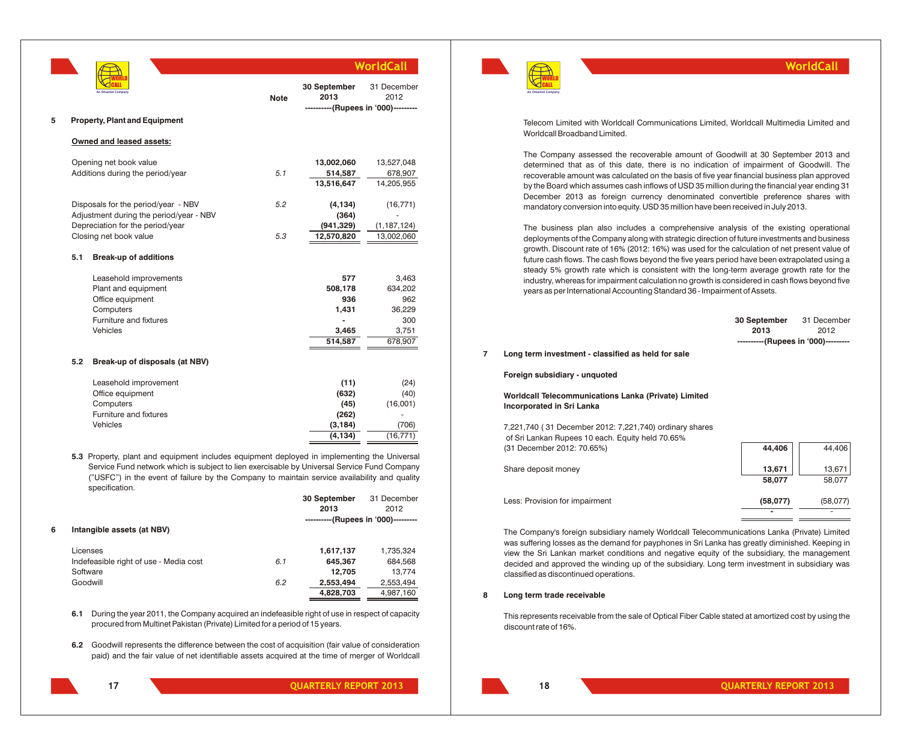| | Note | 30 September 2013 | 31 December 2012 |
|---|---|---|---|
| | | ----------(Rupees in '000)--------- | |

## 5 Property, Plant and Equipment

**Owned and leased assets:**

| | Note | 30 September 2013 | 31 December 2012 |
|---|---|---|---|
| Opening net book value | | **13,002,060** | 13,527,048 |
| Additions during the period/year | 5.1 | **514,587** | 678,907 |
| | | **13,516,647** | 14,205,955 |
| Disposals for the period/year - NBV | 5.2 | **(4,134)** | (16,771) |
| Adjustment during the period/year - NBV | | **(364)** | - |
| Depreciation for the period/year | | **(941,329)** | (1,187,124) |
| Closing net book value | 5.3 | **12,570,820** | 13,002,060 |

### 5.1 Break-up of additions

| | 30 September 2013 | 31 December 2012 |
|---|---|---|
| Leasehold improvements | **577** | 3,463 |
| Plant and equipment | **508,178** | 634,202 |
| Office equipment | **936** | 962 |
| Computers | **1,431** | 36,229 |
| Furniture and fixtures | **-** | 300 |
| Vehicles | **3,465** | 3,751 |
| | **514,587** | 678,907 |

### 5.2 Break-up of disposals (at NBV)

| | 30 September 2013 | 31 December 2012 |
|---|---|---|
| Leasehold improvement | **(11)** | (24) |
| Office equipment | **(632)** | (40) |
| Computers | **(45)** | (16,001) |
| Furniture and fixtures | **(262)** | - |
| Vehicles | **(3,184)** | (706) |
| | **(4,134)** | (16,771) |

**5.3** Property, plant and equipment includes equipment deployed in implementing the Universal Service Fund network which is subject to lien exercisable by Universal Service Fund Company ("USFC") in the event of failure by the Company to maintain service availability and quality specification.

## 6 Intangible assets (at NBV)

| | Note | 30 September 2013 | 31 December 2012 |
|---|---|---|---|
| | | ----------(Rupees in '000)--------- | |
| Licenses | | **1,617,137** | 1,735,324 |
| Indefeasible right of use - Media cost | 6.1 | **645,367** | 684,568 |
| Software | | **12,705** | 13,774 |
| Goodwill | 6.2 | **2,553,494** | 2,553,494 |
| | | **4,828,703** | 4,987,160 |

**6.1** During the year 2011, the Company acquired an indefeasible right of use in respect of capacity procured from Multinet Pakistan (Private) Limited for a period of 15 years.

**6.2** Goodwill represents the difference between the cost of acquisition (fair value of consideration paid) and the fair value of net identifiable assets acquired at the time of merger of Worldcall Telecom Limited with Worldcall Communications Limited, Worldcall Multimedia Limited and Worldcall Broadband Limited.

The Company assessed the recoverable amount of Goodwill at 30 September 2013 and determined that as of this date, there is no indication of impairment of Goodwill. The recoverable amount was calculated on the basis of five year financial business plan approved by the Board which assumes cash inflows of USD 35 million during the financial year ending 31 December 2013 as foreign currency denominated convertible preference shares with mandatory conversion into equity. USD 35 million have been received in July 2013.

The business plan also includes a comprehensive analysis of the existing operational deployments of the Company along with strategic direction of future investments and business growth. Discount rate of 16% (2012: 16%) was used for the calculation of net present value of future cash flows. The cash flows beyond the five years period have been extrapolated using a steady 5% growth rate which is consistent with the long-term average growth rate for the industry, whereas for impairment calculation no growth is considered in cash flows beyond five years as per International Accounting Standard 36 - Impairment of Assets.

## 7 Long term investment - classified as held for sale

| | 30 September 2013 | 31 December 2012 |
|---|---|---|
| | ----------(Rupees in '000)--------- | |
| **Foreign subsidiary - unquoted** | | |
| **Worldcall Telecommunications Lanka (Private) Limited Incorporated in Sri Lanka** | | |
| 7,221,740 ( 31 December 2012: 7,221,740) ordinary shares of Sri Lankan Rupees 10 each. Equity held 70.65% (31 December 2012: 70.65%) | **44,406** | 44,406 |
| Share deposit money | **13,671** | 13,671 |
| | **58,077** | 58,077 |
| Less: Provision for impairment | **(58,077)** | (58,077) |
| | **-** | - |

The Company's foreign subsidiary namely Worldcall Telecommunications Lanka (Private) Limited was suffering losses as the demand for payphones in Sri Lanka has greatly diminished. Keeping in view the Sri Lankan market conditions and negative equity of the subsidiary, the management decided and approved the winding up of the subsidiary. Long term investment in subsidiary was classified as discontinued operations.

## 8 Long term trade receivable

This represents receivable from the sale of Optical Fiber Cable stated at amortized cost by using the discount rate of 16%.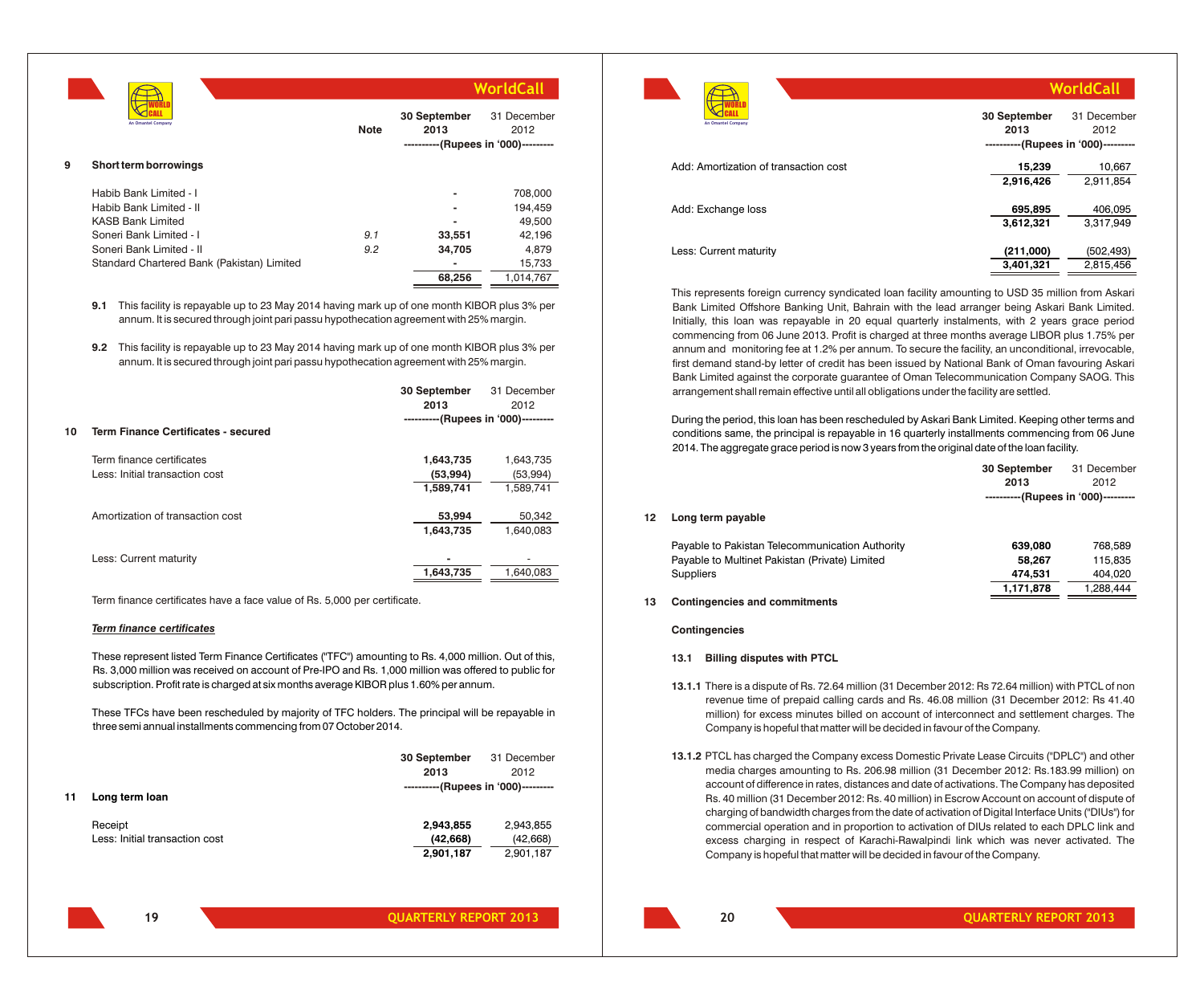| | Note | 30 September 2013 | 31 December 2012 |
|---|---|---|---|
| | | ----------(Rupees in '000)--------- | |
| **9 Short term borrowings** | | | |
| Habib Bank Limited - I | | - | 708,000 |
| Habib Bank Limited - II | | - | 194,459 |
| KASB Bank Limited | | - | 49,500 |
| Soneri Bank Limited - I | 9.1 | 33,551 | 42,196 |
| Soneri Bank Limited - II | 9.2 | 34,705 | 4,879 |
| Standard Chartered Bank (Pakistan) Limited | | - | 15,733 |
| | | 68,256 | 1,014,767 |

**9.1** This facility is repayable up to 23 May 2014 having mark up of one month KIBOR plus 3% per annum. It is secured through joint pari passu hypothecation agreement with 25% margin.

**9.2** This facility is repayable up to 23 May 2014 having mark up of one month KIBOR plus 3% per annum. It is secured through joint pari passu hypothecation agreement with 25% margin.

| | 30 September 2013 | 31 December 2012 |
|---|---|---|
| | ----------(Rupees in '000)--------- | |
| **10 Term Finance Certificates - secured** | | |
| Term finance certificates | 1,643,735 | 1,643,735 |
| Less: Initial transaction cost | (53,994) | (53,994) |
| | 1,589,741 | 1,589,741 |
| Amortization of transaction cost | 53,994 | 50,342 |
| | 1,643,735 | 1,640,083 |
| Less: Current maturity | - | - |
| | 1,643,735 | 1,640,083 |

Term finance certificates have a face value of Rs. 5,000 per certificate.

***Term finance certificates***

These represent listed Term Finance Certificates ("TFC") amounting to Rs. 4,000 million. Out of this, Rs. 3,000 million was received on account of Pre-IPO and Rs. 1,000 million was offered to public for subscription. Profit rate is charged at six months average KIBOR plus 1.60% per annum.

These TFCs have been rescheduled by majority of TFC holders. The principal will be repayable in three semi annual installments commencing from 07 October 2014.

| | 30 September 2013 | 31 December 2012 |
|---|---|---|
| | ----------(Rupees in '000)--------- | |
| **11 Long term loan** | | |
| Receipt | 2,943,855 | 2,943,855 |
| Less: Initial transaction cost | (42,668) | (42,668) |
| | 2,901,187 | 2,901,187 |
| Add: Amortization of transaction cost | 15,239 | 10,667 |
| | 2,916,426 | 2,911,854 |
| Add: Exchange loss | 695,895 | 406,095 |
| | 3,612,321 | 3,317,949 |
| Less: Current maturity | (211,000) | (502,493) |
| | 3,401,321 | 2,815,456 |

This represents foreign currency syndicated loan facility amounting to USD 35 million from Askari Bank Limited Offshore Banking Unit, Bahrain with the lead arranger being Askari Bank Limited. Initially, this loan was repayable in 20 equal quarterly instalments, with 2 years grace period commencing from 06 June 2013. Profit is charged at three months average LIBOR plus 1.75% per annum and monitoring fee at 1.2% per annum. To secure the facility, an unconditional, irrevocable, first demand stand-by letter of credit has been issued by National Bank of Oman favouring Askari Bank Limited against the corporate guarantee of Oman Telecommunication Company SAOG. This arrangement shall remain effective until all obligations under the facility are settled.

During the period, this loan has been rescheduled by Askari Bank Limited. Keeping other terms and conditions same, the principal is repayable in 16 quarterly installments commencing from 06 June 2014. The aggregate grace period is now 3 years from the original date of the loan facility.

| | 30 September 2013 | 31 December 2012 |
|---|---|---|
| | ----------(Rupees in '000)--------- | |
| **12 Long term payable** | | |
| Payable to Pakistan Telecommunication Authority | 639,080 | 768,589 |
| Payable to Multinet Pakistan (Private) Limited | 58,267 | 115,835 |
| Suppliers | 474,531 | 404,020 |
| | 1,171,878 | 1,288,444 |

**13 Contingencies and commitments**

**Contingencies**

**13.1 Billing disputes with PTCL**

**13.1.1** There is a dispute of Rs. 72.64 million (31 December 2012: Rs 72.64 million) with PTCL of non revenue time of prepaid calling cards and Rs. 46.08 million (31 December 2012: Rs 41.40 million) for excess minutes billed on account of interconnect and settlement charges. The Company is hopeful that matter will be decided in favour of the Company.

**13.1.2** PTCL has charged the Company excess Domestic Private Lease Circuits ("DPLC") and other media charges amounting to Rs. 206.98 million (31 December 2012: Rs.183.99 million) on account of difference in rates, distances and date of activations. The Company has deposited Rs. 40 million (31 December 2012: Rs. 40 million) in Escrow Account on account of dispute of charging of bandwidth charges from the date of activation of Digital Interface Units ("DIUs") for commercial operation and in proportion to activation of DIUs related to each DPLC link and excess charging in respect of Karachi-Rawalpindi link which was never activated. The Company is hopeful that matter will be decided in favour of the Company.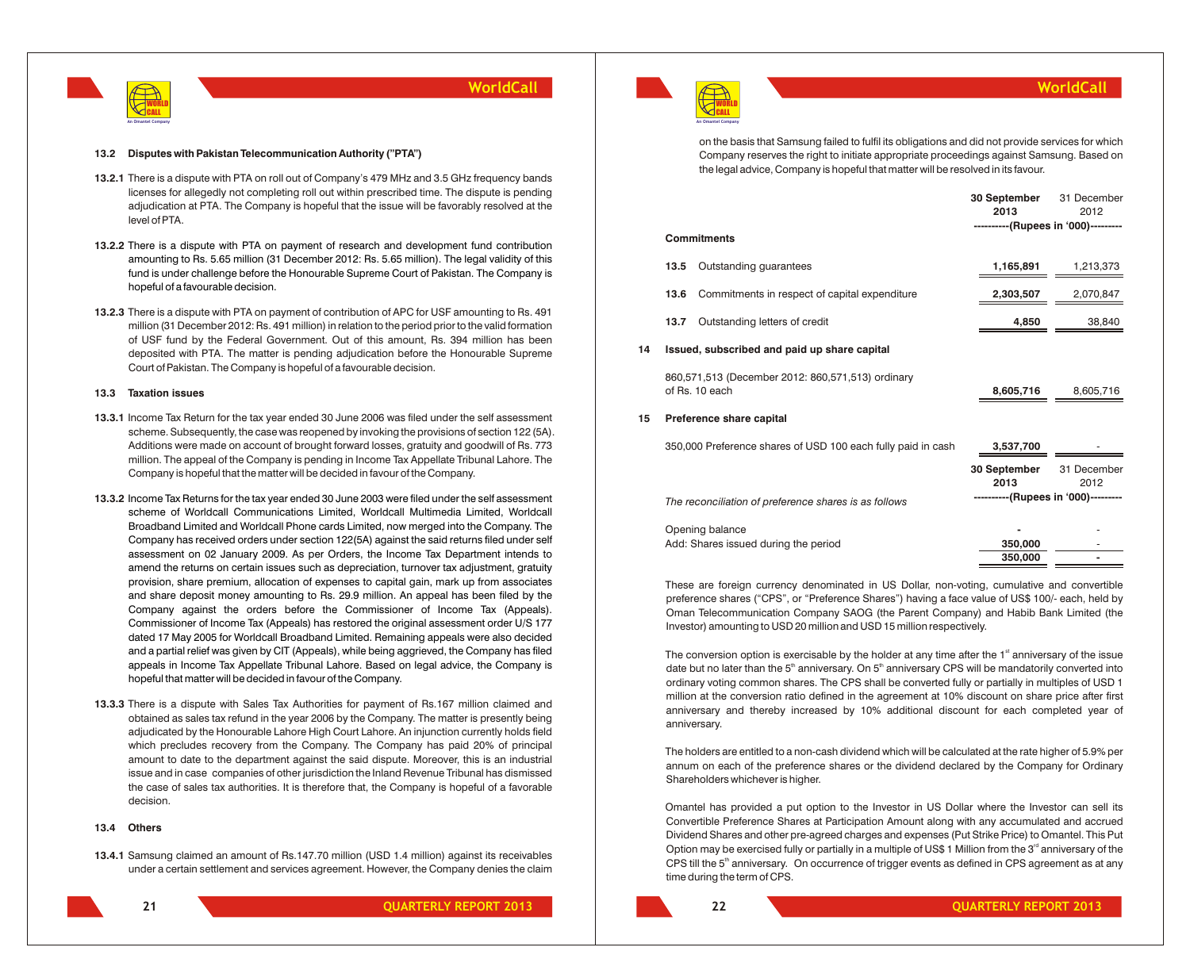#### 13.2 Disputes with Pakistan Telecommunication Authority ("PTA")

**13.2.1** There is a dispute with PTA on roll out of Company's 479 MHz and 3.5 GHz frequency bands licenses for allegedly not completing roll out within prescribed time. The dispute is pending adjudication at PTA. The Company is hopeful that the issue will be favorably resolved at the level of PTA.

**13.2.2** There is a dispute with PTA on payment of research and development fund contribution amounting to Rs. 5.65 million (31 December 2012: Rs. 5.65 million). The legal validity of this fund is under challenge before the Honourable Supreme Court of Pakistan. The Company is hopeful of a favourable decision.

**13.2.3** There is a dispute with PTA on payment of contribution of APC for USF amounting to Rs. 491 million (31 December 2012: Rs. 491 million) in relation to the period prior to the valid formation of USF fund by the Federal Government. Out of this amount, Rs. 394 million has been deposited with PTA. The matter is pending adjudication before the Honourable Supreme Court of Pakistan. The Company is hopeful of a favourable decision.

#### 13.3 Taxation issues

**13.3.1** Income Tax Return for the tax year ended 30 June 2006 was filed under the self assessment scheme. Subsequently, the case was reopened by invoking the provisions of section 122 (5A). Additions were made on account of brought forward losses, gratuity and goodwill of Rs. 773 million. The appeal of the Company is pending in Income Tax Appellate Tribunal Lahore. The Company is hopeful that the matter will be decided in favour of the Company.

**13.3.2** Income Tax Returns for the tax year ended 30 June 2003 were filed under the self assessment scheme of Worldcall Communications Limited, Worldcall Multimedia Limited, Worldcall Broadband Limited and Worldcall Phone cards Limited, now merged into the Company. The Company has received orders under section 122(5A) against the said returns filed under self assessment on 02 January 2009. As per Orders, the Income Tax Department intends to amend the returns on certain issues such as depreciation, turnover tax adjustment, gratuity provision, share premium, allocation of expenses to capital gain, mark up from associates and share deposit money amounting to Rs. 29.9 million. An appeal has been filed by the Company against the orders before the Commissioner of Income Tax (Appeals). Commissioner of Income Tax (Appeals) has restored the original assessment order U/S 177 dated 17 May 2005 for Worldcall Broadband Limited. Remaining appeals were also decided and a partial relief was given by CIT (Appeals), while being aggrieved, the Company has filed appeals in Income Tax Appellate Tribunal Lahore. Based on legal advice, the Company is hopeful that matter will be decided in favour of the Company.

**13.3.3** There is a dispute with Sales Tax Authorities for payment of Rs.167 million claimed and obtained as sales tax refund in the year 2006 by the Company. The matter is presently being adjudicated by the Honourable Lahore High Court Lahore. An injunction currently holds field which precludes recovery from the Company. The Company has paid 20% of principal amount to date to the department against the said dispute. Moreover, this is an industrial issue and in case companies of other jurisdiction the Inland Revenue Tribunal has dismissed the case of sales tax authorities. It is therefore that, the Company is hopeful of a favorable decision.

#### 13.4 Others

**13.4.1** Samsung claimed an amount of Rs.147.70 million (USD 1.4 million) against its receivables under a certain settlement and services agreement. However, the Company denies the claim on the basis that Samsung failed to fulfil its obligations and did not provide services for which Company reserves the right to initiate appropriate proceedings against Samsung. Based on the legal advice, Company is hopeful that matter will be resolved in its favour.

| | | 30 September 2013 | 31 December 2012 |
|---|---|---|---|
| | | ----------(Rupees in '000)--------- | |
| | **Commitments** | | |
| 13.5 | Outstanding guarantees | **1,165,891** | 1,213,373 |
| 13.6 | Commitments in respect of capital expenditure | **2,303,507** | 2,070,847 |
| 13.7 | Outstanding letters of credit | **4,850** | 38,840 |

## 14 Issued, subscribed and paid up share capital

| | 30 September 2013 | 31 December 2012 |
|---|---|---|
| 860,571,513 (December 2012: 860,571,513) ordinary of Rs. 10 each | **8,605,716** | 8,605,716 |

## 15 Preference share capital

| | 30 September 2013 | 31 December 2012 |
|---|---|---|
| 350,000 Preference shares of USD 100 each fully paid in cash | **3,537,700** | - |

| *The reconciliation of preference shares is as follows* | 30 September 2013 | 31 December 2012 |
|---|---|---|
| | ----------(Rupees in '000)--------- | |
| Opening balance | **-** | - |
| Add: Shares issued during the period | **350,000** | - |
| | **350,000** | **-** |

These are foreign currency denominated in US Dollar, non-voting, cumulative and convertible preference shares ("CPS", or "Preference Shares") having a face value of US$ 100/- each, held by Oman Telecommunication Company SAOG (the Parent Company) and Habib Bank Limited (the Investor) amounting to USD 20 million and USD 15 million respectively.

The conversion option is exercisable by the holder at any time after the 1st anniversary of the issue date but no later than the 5th anniversary. On 5th anniversary CPS will be mandatorily converted into ordinary voting common shares. The CPS shall be converted fully or partially in multiples of USD 1 million at the conversion ratio defined in the agreement at 10% discount on share price after first anniversary and thereby increased by 10% additional discount for each completed year of anniversary.

The holders are entitled to a non-cash dividend which will be calculated at the rate higher of 5.9% per annum on each of the preference shares or the dividend declared by the Company for Ordinary Shareholders whichever is higher.

Omantel has provided a put option to the Investor in US Dollar where the Investor can sell its Convertible Preference Shares at Participation Amount along with any accumulated and accrued Dividend Shares and other pre-agreed charges and expenses (Put Strike Price) to Omantel. This Put Option may be exercised fully or partially in a multiple of US$ 1 Million from the 3rd anniversary of the CPS till the 5th anniversary. On occurrence of trigger events as defined in CPS agreement as at any time during the term of CPS.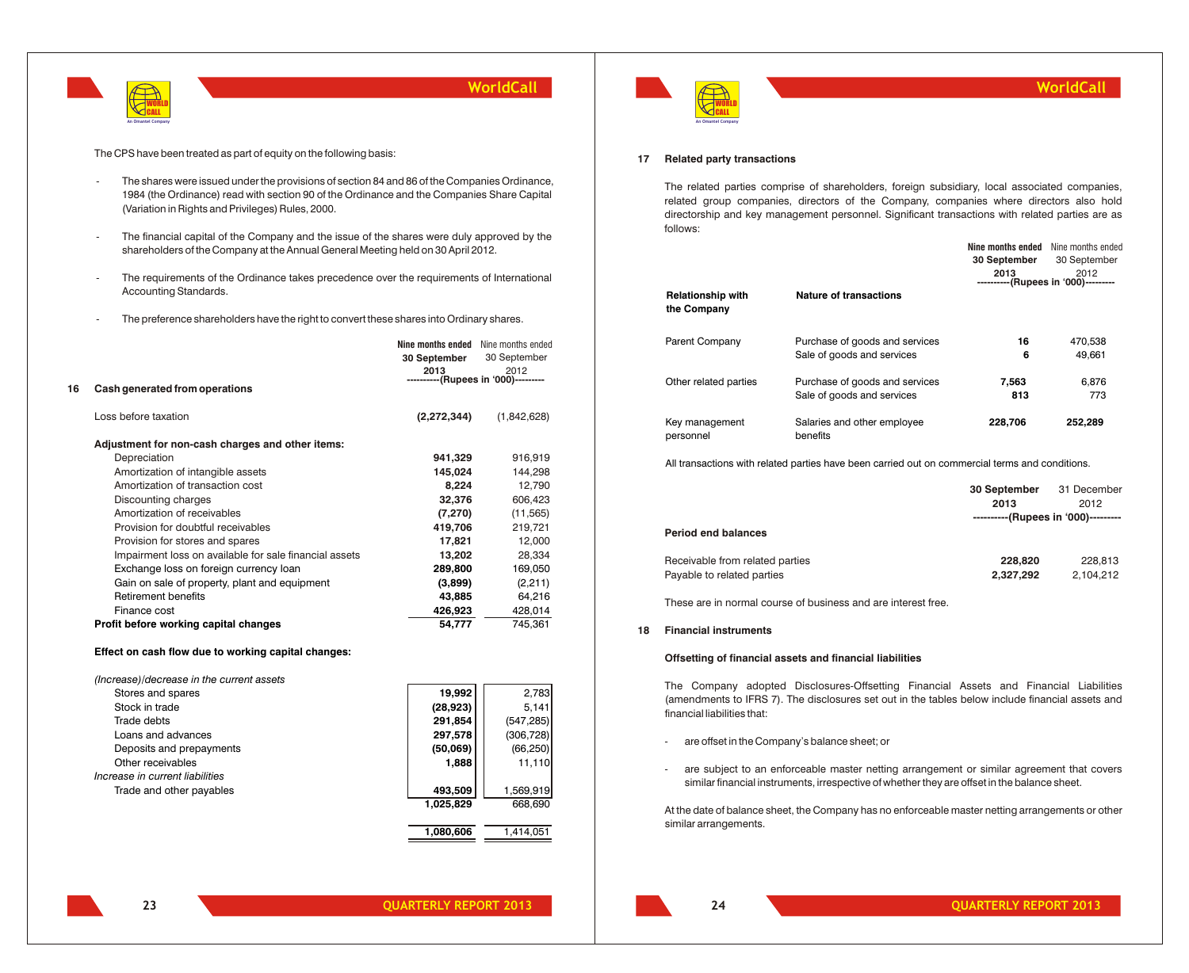The CPS have been treated as part of equity on the following basis:

- The shares were issued under the provisions of section 84 and 86 of the Companies Ordinance, 1984 (the Ordinance) read with section 90 of the Ordinance and the Companies Share Capital (Variation in Rights and Privileges) Rules, 2000.

- The financial capital of the Company and the issue of the shares were duly approved by the shareholders of the Company at the Annual General Meeting held on 30 April 2012.

- The requirements of the Ordinance takes precedence over the requirements of International Accounting Standards.

- The preference shareholders have the right to convert these shares into Ordinary shares.

## 16 Cash generated from operations

| | Nine months ended 30 September 2013 | Nine months ended 30 September 2012 |
|---|---|---|
| | ----------(Rupees in '000)--------- | |
| Loss before taxation | **(2,272,344)** | (1,842,628) |
| **Adjustment for non-cash charges and other items:** | | |
| Depreciation | **941,329** | 916,919 |
| Amortization of intangible assets | **145,024** | 144,298 |
| Amortization of transaction cost | **8,224** | 12,790 |
| Discounting charges | **32,376** | 606,423 |
| Amortization of receivables | **(7,270)** | (11,565) |
| Provision for doubtful receivables | **419,706** | 219,721 |
| Provision for stores and spares | **17,821** | 12,000 |
| Impairment loss on available for sale financial assets | **13,202** | 28,334 |
| Exchange loss on foreign currency loan | **289,800** | 169,050 |
| Gain on sale of property, plant and equipment | **(3,899)** | (2,211) |
| Retirement benefits | **43,885** | 64,216 |
| Finance cost | **426,923** | 428,014 |
| **Profit before working capital changes** | **54,777** | 745,361 |
| **Effect on cash flow due to working capital changes:** | | |
| *(Increase)/decrease in the current assets* | | |
| Stores and spares | **19,992** | 2,783 |
| Stock in trade | **(28,923)** | 5,141 |
| Trade debts | **291,854** | (547,285) |
| Loans and advances | **297,578** | (306,728) |
| Deposits and prepayments | **(50,069)** | (66,250) |
| Other receivables | **1,888** | 11,110 |
| *Increase in current liabilities* | | |
| Trade and other payables | **493,509** | 1,569,919 |
| | **1,025,829** | 668,690 |
| | **1,080,606** | 1,414,051 |

## 17 Related party transactions

The related parties comprise of shareholders, foreign subsidiary, local associated companies, related group companies, directors of the Company, companies where directors also hold directorship and key management personnel. Significant transactions with related parties are as follows:

| Relationship with the Company | Nature of transactions | Nine months ended 30 September 2013 | Nine months ended 30 September 2012 |
|---|---|---|---|
| | | ----------(Rupees in '000)--------- | |
| Parent Company | Purchase of goods and services | **16** | 470,538 |
| | Sale of goods and services | **6** | 49,661 |
| Other related parties | Purchase of goods and services | **7,563** | 6,876 |
| | Sale of goods and services | **813** | 773 |
| Key management personnel | Salaries and other employee benefits | **228,706** | **252,289** |

All transactions with related parties have been carried out on commercial terms and conditions.

| | 30 September 2013 | 31 December 2012 |
|---|---|---|
| | ----------(Rupees in '000)--------- | |
| **Period end balances** | | |
| Receivable from related parties | **228,820** | 228,813 |
| Payable to related parties | **2,327,292** | 2,104,212 |

These are in normal course of business and are interest free.

## 18 Financial instruments

### Offsetting of financial assets and financial liabilities

The Company adopted Disclosures-Offsetting Financial Assets and Financial Liabilities (amendments to IFRS 7). The disclosures set out in the tables below include financial assets and financial liabilities that:

- are offset in the Company's balance sheet; or

- are subject to an enforceable master netting arrangement or similar agreement that covers similar financial instruments, irrespective of whether they are offset in the balance sheet.

At the date of balance sheet, the Company has no enforceable master netting arrangements or other similar arrangements.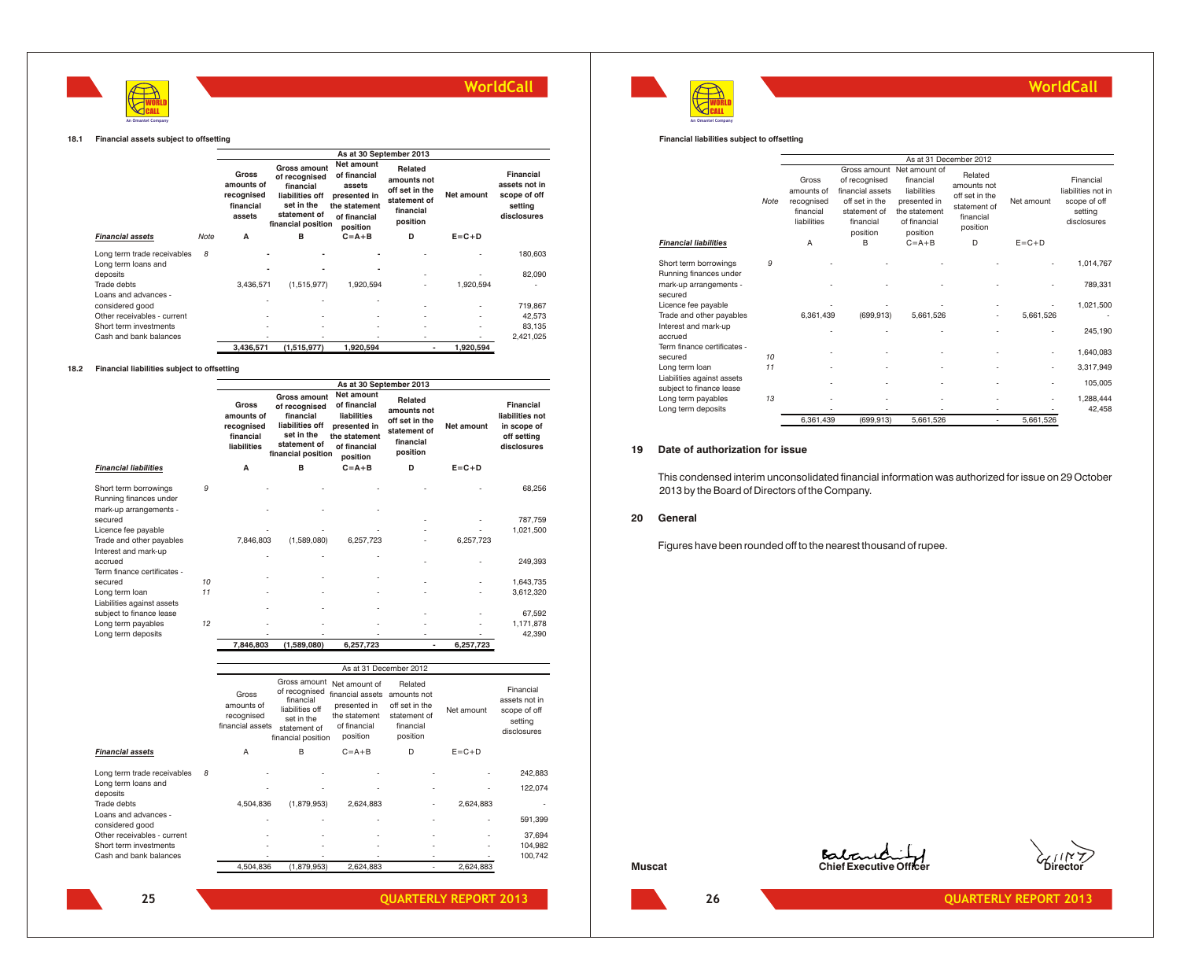### 18.1 Financial assets subject to offsetting

| Financial assets | Note | Gross amounts of recognised financial assets | Gross amount of recognised financial liabilities off set in the statement of financial position | Net amount of financial assets presented in the statement of financial position | Related amounts not off set in the statement of financial position | Net amount | Financial assets not in scope of off setting disclosures |
|---|---|---|---|---|---|---|---|
| | | As at 30 September 2013 | | | | | |
| | | A | B | C=A+B | D | E=C+D | |
| Long term trade receivables | 8 | - | - | - | - | - | 180,603 |
| Long term loans and deposits | | - | - | - | - | - | 82,090 |
| Trade debts | | 3,436,571 | (1,515,977) | 1,920,594 | - | 1,920,594 | - |
| Loans and advances - considered good | | - | - | - | - | - | 719,867 |
| Other receivables - current | | - | - | - | - | - | 42,573 |
| Short term investments | | - | - | - | - | - | 83,135 |
| Cash and bank balances | | - | - | - | - | - | 2,421,025 |
| | | **3,436,571** | **(1,515,977)** | **1,920,594** | **-** | **1,920,594** | |

### 18.2 Financial liabilities subject to offsetting

| Financial liabilities | Note | Gross amounts of recognised financial liabilities | Gross amount of recognised financial liabilities off set in the statement of financial position | Net amount of financial liabilities presented in the statement of financial position | Related amounts not off set in the statement of financial position | Net amount | Financial liabilities not in scope of off setting disclosures |
|---|---|---|---|---|---|---|---|
| | | As at 30 September 2013 | | | | | |
| | | A | B | C=A+B | D | E=C+D | |
| Short term borrowings | 9 | - | - | - | - | - | 68,256 |
| Running finances under mark-up arrangements - secured | | - | - | - | - | - | 787,759 |
| Licence fee payable | | - | - | - | - | - | 1,021,500 |
| Trade and other payables | | 7,846,803 | (1,589,080) | 6,257,723 | - | 6,257,723 | |
| Interest and mark-up accrued | | - | - | - | - | - | 249,393 |
| Term finance certificates - secured | 10 | - | - | - | - | - | 1,643,735 |
| Long term loan | 11 | - | - | - | - | - | 3,612,320 |
| Liabilities against assets subject to finance lease | | - | - | - | - | - | 67,592 |
| Long term payables | 12 | - | - | - | - | - | 1,171,878 |
| Long term deposits | | - | - | - | - | - | 42,390 |
| | | **7,846,803** | **(1,589,080)** | **6,257,723** | **-** | **6,257,723** | |

| Financial assets | Note | Gross amounts of recognised financial assets | Gross amount of recognised financial liabilities off set in the statement of financial position | Net amount of financial assets presented in the statement of financial position | Related amounts not off set in the statement of financial position | Net amount | Financial assets not in scope of off setting disclosures |
|---|---|---|---|---|---|---|---|
| | | As at 31 December 2012 | | | | | |
| | | A | B | C=A+B | D | E=C+D | |
| Long term trade receivables | 8 | - | - | - | - | - | 242,883 |
| Long term loans and deposits | | - | - | - | - | - | 122,074 |
| Trade debts | | 4,504,836 | (1,879,953) | 2,624,883 | - | 2,624,883 | - |
| Loans and advances - considered good | | - | - | - | - | - | 591,399 |
| Other receivables - current | | - | - | - | - | - | 37,694 |
| Short term investments | | - | - | - | - | - | 104,982 |
| Cash and bank balances | | - | - | - | - | - | 100,742 |
| | | 4,504,836 | (1,879,953) | 2,624,883 | - | 2,624,883 | |

**Financial liabilities subject to offsetting**

| Financial liabilities | Note | Gross amounts of recognised financial liabilities | Gross amount of recognised financial assets off set in the statement of financial position | Net amount of financial liabilities presented in the statement of financial position | Related amounts not off set in the statement of financial position | Net amount | Financial liabilities not in scope of off setting disclosures |
|---|---|---|---|---|---|---|---|
| | | As at 31 December 2012 | | | | | |
| | | A | B | C=A+B | D | E=C+D | |
| Short term borrowings | 9 | - | - | - | - | - | 1,014,767 |
| Running finances under mark-up arrangements - secured | | - | - | - | - | - | 789,331 |
| Licence fee payable | | - | - | - | - | - | 1,021,500 |
| Trade and other payables | | 6,361,439 | (699,913) | 5,661,526 | - | 5,661,526 | - |
| Interest and mark-up accrued | | - | - | - | - | - | 245,190 |
| Term finance certificates - secured | 10 | - | - | - | - | - | 1,640,083 |
| Long term loan | 11 | - | - | - | - | - | 3,317,949 |
| Liabilities against assets subject to finance lease | | - | - | - | - | - | 105,005 |
| Long term payables | 13 | - | - | - | - | - | 1,288,444 |
| Long term deposits | | - | - | - | - | - | 42,458 |
| | | 6,361,439 | (699,913) | 5,661,526 | - | 5,661,526 | |

## 19 Date of authorization for issue

This condensed interim unconsolidated financial information was authorized for issue on 29 October 2013 by the Board of Directors of the Company.

## 20 General

Figures have been rounded off to the nearest thousand of rupee.

Muscat

Chief Executive Officer

Director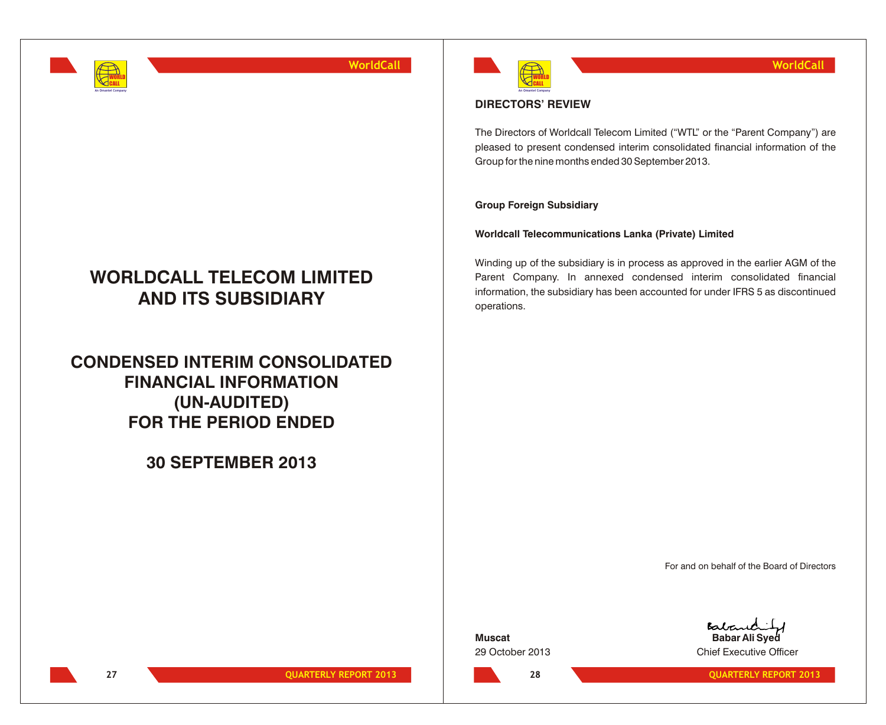# WORLDCALL TELECOM LIMITED AND ITS SUBSIDIARY

# CONDENSED INTERIM CONSOLIDATED FINANCIAL INFORMATION (UN-AUDITED) FOR THE PERIOD ENDED

# 30 SEPTEMBER 2013

## DIRECTORS' REVIEW

The Directors of Worldcall Telecom Limited ("WTL" or the "Parent Company") are pleased to present condensed interim consolidated financial information of the Group for the nine months ended 30 September 2013.

**Group Foreign Subsidiary**

**Worldcall Telecommunications Lanka (Private) Limited**

Winding up of the subsidiary is in process as approved in the earlier AGM of the Parent Company. In annexed condensed interim consolidated financial information, the subsidiary has been accounted for under IFRS 5 as discontinued operations.

For and on behalf of the Board of Directors

**Muscat**
29 October 2013

**Babar Ali Syed**
Chief Executive Officer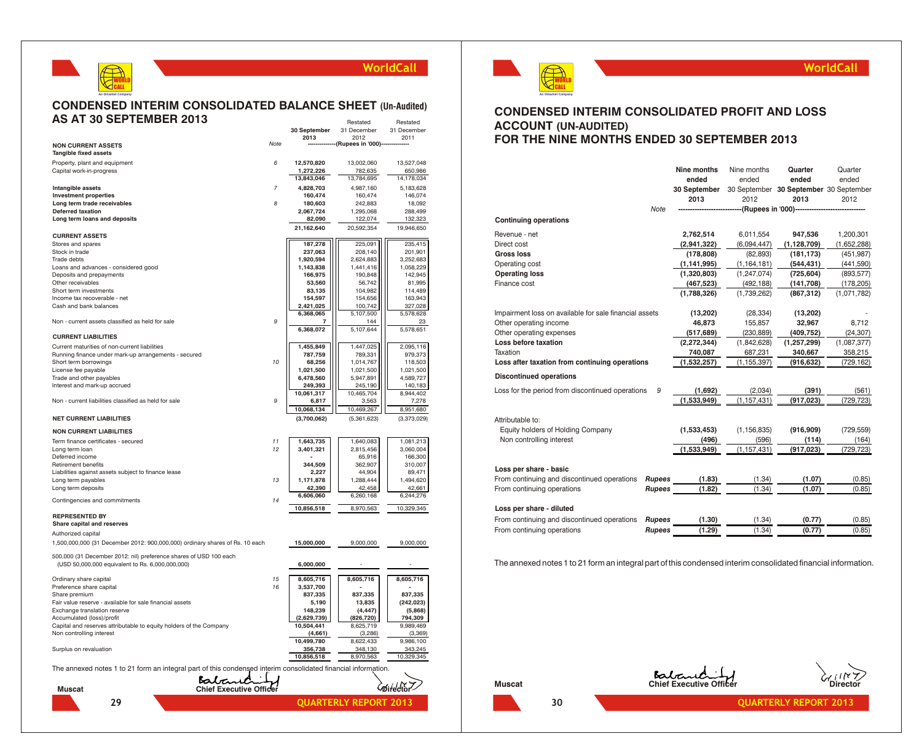# CONDENSED INTERIM CONSOLIDATED BALANCE SHEET (Un-Audited) AS AT 30 SEPTEMBER 2013

| | Note | 30 September 2013 | Restated 31 December 2012 | Restated 31 December 2011 |
|---|---|---|---|---|
| | | --------------(Rupees in '000)-------------- | | |
| **NON CURRENT ASSETS** | | | | |
| **Tangible fixed assets** | | | | |
| Property, plant and equipment | 6 | **12,570,820** | 13,002,060 | 13,527,048 |
| Capital work-in-progress | | **1,272,226** | 782,635 | 650,986 |
| | | **13,843,046** | 13,784,695 | 14,178,034 |
| **Intangible assets** | 7 | **4,828,703** | 4,987,160 | 5,183,628 |
| **Investment properties** | | **160,474** | 160,474 | 146,074 |
| **Long term trade receivables** | 8 | **180,603** | 242,883 | 18,092 |
| **Deferred taxation** | | **2,067,724** | 1,295,068 | 288,499 |
| **Long term loans and deposits** | | **82,090** | 122,074 | 132,323 |
| | | **21,162,640** | 20,592,354 | 19,946,650 |
| **CURRENT ASSETS** | | | | |
| Stores and spares | | **187,278** | 225,091 | 235,415 |
| Stock in trade | | **237,063** | 208,140 | 201,901 |
| Trade debts | | **1,920,594** | 2,624,883 | 3,252,683 |
| Loans and advances - considered good | | **1,143,838** | 1,441,416 | 1,058,229 |
| Deposits and prepayments | | **166,975** | 190,848 | 142,945 |
| Other receivables | | **53,560** | 56,742 | 81,995 |
| Short term investments | | **83,135** | 104,982 | 114,489 |
| Income tax recoverable - net | | **154,597** | 154,656 | 163,943 |
| Cash and bank balances | | **2,421,025** | 100,742 | 327,028 |
| | | **6,368,065** | 5,107,500 | 5,578,628 |
| Non - current assets classified as held for sale | 9 | **7** | 144 | 23 |
| | | **6,368,072** | 5,107,644 | 5,578,651 |
| **CURRENT LIABILITIES** | | | | |
| Current maturities of non-current liabilities | | **1,455,849** | 1,447,025 | 2,095,116 |
| Running finance under mark-up arrangements - secured | | **787,759** | 789,331 | 979,373 |
| Short term borrowings | 10 | **68,256** | 1,014,767 | 118,503 |
| License fee payable | | **1,021,500** | 1,021,500 | 1,021,500 |
| Trade and other payables | | **6,478,560** | 5,947,891 | 4,589,727 |
| Interest and mark-up accrued | | **249,393** | 245,190 | 140,183 |
| | | **10,061,317** | 10,465,704 | 8,944,402 |
| Non - current liabilities classified as held for sale | 9 | **6,817** | 3,563 | 7,278 |
| | | **10,068,134** | 10,469,267 | 8,951,680 |
| **NET CURRENT LIABILITIES** | | **(3,700,062)** | (5,361,623) | (3,373,029) |
| **NON CURRENT LIABILITIES** | | | | |
| Term finance certificates - secured | 11 | **1,643,735** | 1,640,083 | 1,081,213 |
| Long term loan | 12 | **3,401,321** | 2,815,456 | 3,060,004 |
| Deferred income | | **-** | 65,916 | 166,300 |
| Retirement benefits | | **344,509** | 362,907 | 310,007 |
| Liabilities against assets subject to finance lease | | **2,227** | 44,904 | 89,471 |
| Long term payables | 13 | **1,171,878** | 1,288,444 | 1,494,620 |
| Long term deposits | | **42,390** | 42,458 | 42,661 |
| | | **6,606,060** | 6,260,168 | 6,244,276 |
| Contingencies and commitments | 14 | | | |
| | | **10,856,518** | 8,970,563 | 10,329,345 |
| **REPRESENTED BY** | | | | |
| **Share capital and reserves** | | | | |
| Authorized capital | | | | |
| 1,500,000,000 (31 December 2012: 900,000,000) ordinary shares of Rs. 10 each | | **15,000,000** | 9,000,000 | 9,000,000 |
| 500,000 (31 December 2012: nil) preference shares of USD 100 each (USD 50,000,000 equivalent to Rs. 6,000,000,000) | | **6,000,000** | - | - |
| Ordinary share capital | 15 | **8,605,716** | **8,605,716** | **8,605,716** |
| Preference share capital | 16 | **3,537,700** | - | - |
| Share premium | | **837,335** | **837,335** | **837,335** |
| Fair value reserve - available for sale financial assets | | **5,190** | **13,835** | **(242,023)** |
| Exchange translation reserve | | **148,239** | **(4,447)** | **(5,868)** |
| Accumulated (loss)/profit | | **(2,629,739)** | **(826,720)** | **794,309** |
| Capital and reserves attributable to equity holders of the Company | | **10,504,441** | 8,625,719 | 9,989,469 |
| Non controlling interest | | **(4,661)** | (3,286) | (3,369) |
| | | **10,499,780** | 8,622,433 | 9,986,100 |
| Surplus on revaluation | | **356,738** | 348,130 | 343,245 |
| | | **10,856,518** | 8,970,563 | 10,329,345 |

The annexed notes 1 to 21 form an integral part of this condensed interim consolidated financial information.

Muscat — Chief Executive Officer — Director

# CONDENSED INTERIM CONSOLIDATED PROFIT AND LOSS ACCOUNT (UN-AUDITED) FOR THE NINE MONTHS ENDED 30 SEPTEMBER 2013

| | Note | Nine months ended 30 September 2013 | Nine months ended 30 September 2012 | Quarter ended 30 September 2013 | Quarter ended 30 September 2012 |
|---|---|---|---|---|---|
| | | ----------(Rupees in '000)---------- | | | |
| **Continuing operations** | | | | | |
| Revenue - net | | **2,762,514** | 6,011,554 | **947,536** | 1,200,301 |
| Direct cost | | **(2,941,322)** | (6,094,447) | **(1,128,709)** | (1,652,288) |
| **Gross loss** | | **(178,808)** | (82,893) | **(181,173)** | (451,987) |
| Operating cost | | **(1,141,995)** | (1,164,181) | **(544,431)** | (441,590) |
| **Operating loss** | | **(1,320,803)** | (1,247,074) | **(725,604)** | (893,577) |
| Finance cost | | **(467,523)** | (492,188) | **(141,708)** | (178,205) |
| | | **(1,788,326)** | (1,739,262) | **(867,312)** | (1,071,782) |
| Impairment loss on available for sale financial assets | | **(13,202)** | (28,334) | **(13,202)** | - |
| Other operating income | | **46,873** | 155,857 | **32,967** | 8,712 |
| Other operating expenses | | **(517,689)** | (230,889) | **(409,752)** | (24,307) |
| **Loss before taxation** | | **(2,272,344)** | (1,842,628) | **(1,257,299)** | (1,087,377) |
| Taxation | | **740,087** | 687,231 | **340,667** | 358,215 |
| **Loss after taxation from continuing operations** | | **(1,532,257)** | (1,155,397) | **(916,632)** | (729,162) |
| **Discontinued operations** | | | | | |
| Loss for the period from discontinued operations | 9 | **(1,692)** | (2,034) | **(391)** | (561) |
| | | **(1,533,949)** | (1,157,431) | **(917,023)** | (729,723) |
| Attributable to: | | | | | |
| Equity holders of Holding Company | | **(1,533,453)** | (1,156,835) | **(916,909)** | (729,559) |
| Non controlling interest | | **(496)** | (596) | **(114)** | (164) |
| | | **(1,533,949)** | (1,157,431) | **(917,023)** | (729,723) |
| **Loss per share - basic** | | | | | |
| From continuing and discontinued operations | *Rupees* | **(1.83)** | (1.34) | **(1.07)** | (0.85) |
| From continuing operations | *Rupees* | **(1.82)** | (1.34) | **(1.07)** | (0.85) |
| **Loss per share - diluted** | | | | | |
| From continuing and discontinued operations | *Rupees* | **(1.30)** | (1.34) | **(0.77)** | (0.85) |
| From continuing operations | *Rupees* | **(1.29)** | (1.34) | **(0.77)** | (0.85) |

The annexed notes 1 to 21 form an integral part of this condensed interim consolidated financial information.

Muscat — Chief Executive Officer — Director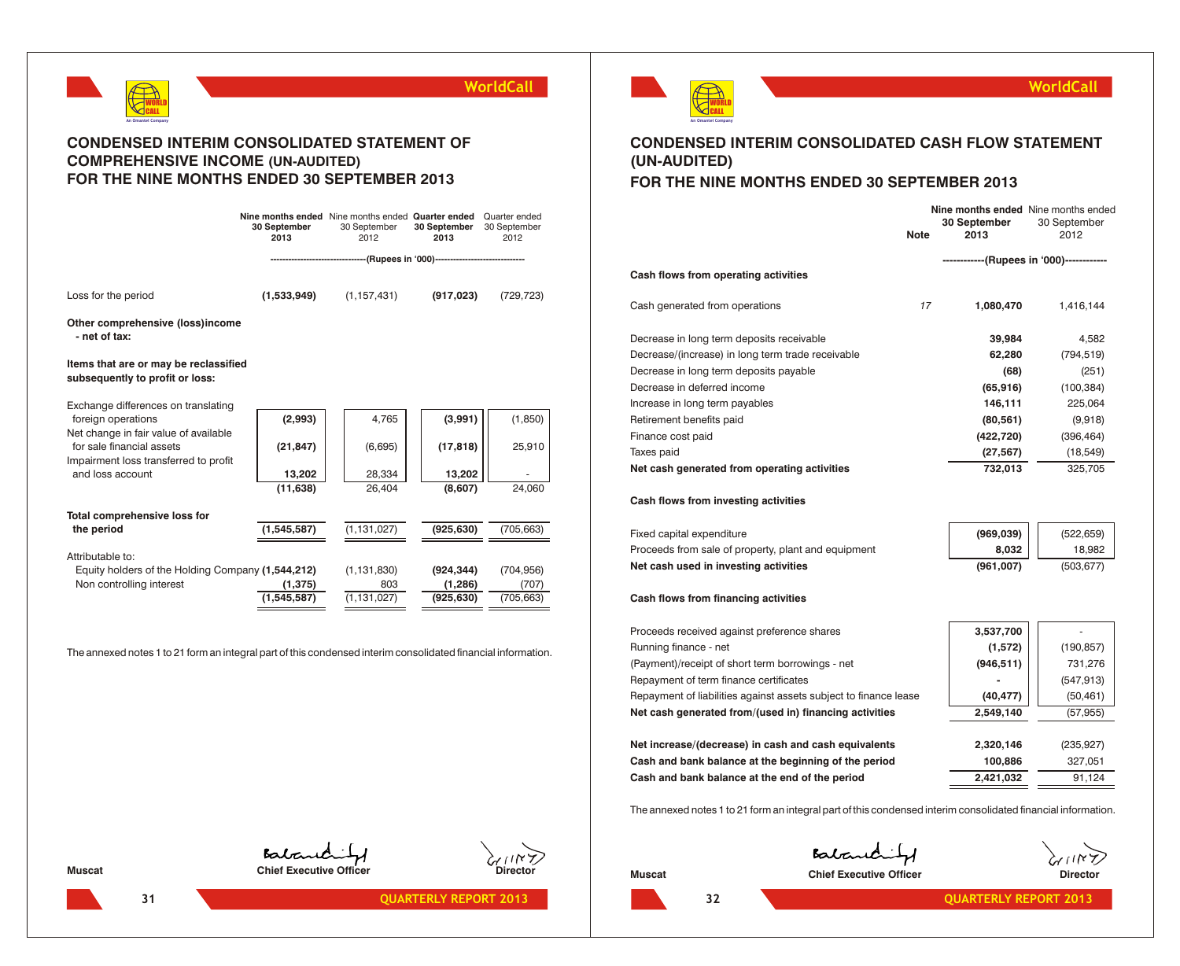# CONDENSED INTERIM CONSOLIDATED STATEMENT OF COMPREHENSIVE INCOME (UN-AUDITED) FOR THE NINE MONTHS ENDED 30 SEPTEMBER 2013

| | Nine months ended 30 September 2013 | Nine months ended 30 September 2012 | Quarter ended 30 September 2013 | Quarter ended 30 September 2012 |
|---|---|---|---|---|
| | --------(Rupees in '000)-------- | | | |
| Loss for the period | **(1,533,949)** | (1,157,431) | **(917,023)** | (729,723) |
| **Other comprehensive (loss)income - net of tax:** | | | | |
| **Items that are or may be reclassified subsequently to profit or loss:** | | | | |
| Exchange differences on translating foreign operations | **(2,993)** | 4,765 | **(3,991)** | (1,850) |
| Net change in fair value of available for sale financial assets | **(21,847)** | (6,695) | **(17,818)** | 25,910 |
| Impairment loss transferred to profit and loss account | **13,202** | 28,334 | **13,202** | - |
| | **(11,638)** | 26,404 | **(8,607)** | 24,060 |
| **Total comprehensive loss for the period** | **(1,545,587)** | (1,131,027) | **(925,630)** | (705,663) |
| Attributable to: | | | | |
| Equity holders of the Holding Company | **(1,544,212)** | (1,131,830) | **(924,344)** | (704,956) |
| Non controlling interest | **(1,375)** | 803 | **(1,286)** | (707) |
| | **(1,545,587)** | (1,131,027) | **(925,630)** | (705,663) |

The annexed notes 1 to 21 form an integral part of this condensed interim consolidated financial information.

Muscat — Chief Executive Officer — Director

# CONDENSED INTERIM CONSOLIDATED CASH FLOW STATEMENT (UN-AUDITED) FOR THE NINE MONTHS ENDED 30 SEPTEMBER 2013

| | Note | Nine months ended 30 September 2013 | Nine months ended 30 September 2012 |
|---|---|---|---|
| | | ------(Rupees in '000)------ | |
| **Cash flows from operating activities** | | | |
| Cash generated from operations | 17 | **1,080,470** | 1,416,144 |
| Decrease in long term deposits receivable | | **39,984** | 4,582 |
| Decrease/(increase) in long term trade receivable | | **62,280** | (794,519) |
| Decrease in long term deposits payable | | **(68)** | (251) |
| Decrease in deferred income | | **(65,916)** | (100,384) |
| Increase in long term payables | | **146,111** | 225,064 |
| Retirement benefits paid | | **(80,561)** | (9,918) |
| Finance cost paid | | **(422,720)** | (396,464) |
| Taxes paid | | **(27,567)** | (18,549) |
| **Net cash generated from operating activities** | | **732,013** | 325,705 |
| **Cash flows from investing activities** | | | |
| Fixed capital expenditure | | **(969,039)** | (522,659) |
| Proceeds from sale of property, plant and equipment | | **8,032** | 18,982 |
| **Net cash used in investing activities** | | **(961,007)** | (503,677) |
| **Cash flows from financing activities** | | | |
| Proceeds received against preference shares | | **3,537,700** | - |
| Running finance - net | | **(1,572)** | (190,857) |
| (Payment)/receipt of short term borrowings - net | | **(946,511)** | 731,276 |
| Repayment of term finance certificates | | **-** | (547,913) |
| Repayment of liabilities against assets subject to finance lease | | **(40,477)** | (50,461) |
| **Net cash generated from/(used in) financing activities** | | **2,549,140** | (57,955) |
| **Net increase/(decrease) in cash and cash equivalents** | | **2,320,146** | (235,927) |
| **Cash and bank balance at the beginning of the period** | | **100,886** | 327,051 |
| **Cash and bank balance at the end of the period** | | **2,421,032** | 91,124 |

The annexed notes 1 to 21 form an integral part of this condensed interim consolidated financial information.

Muscat — Chief Executive Officer — Director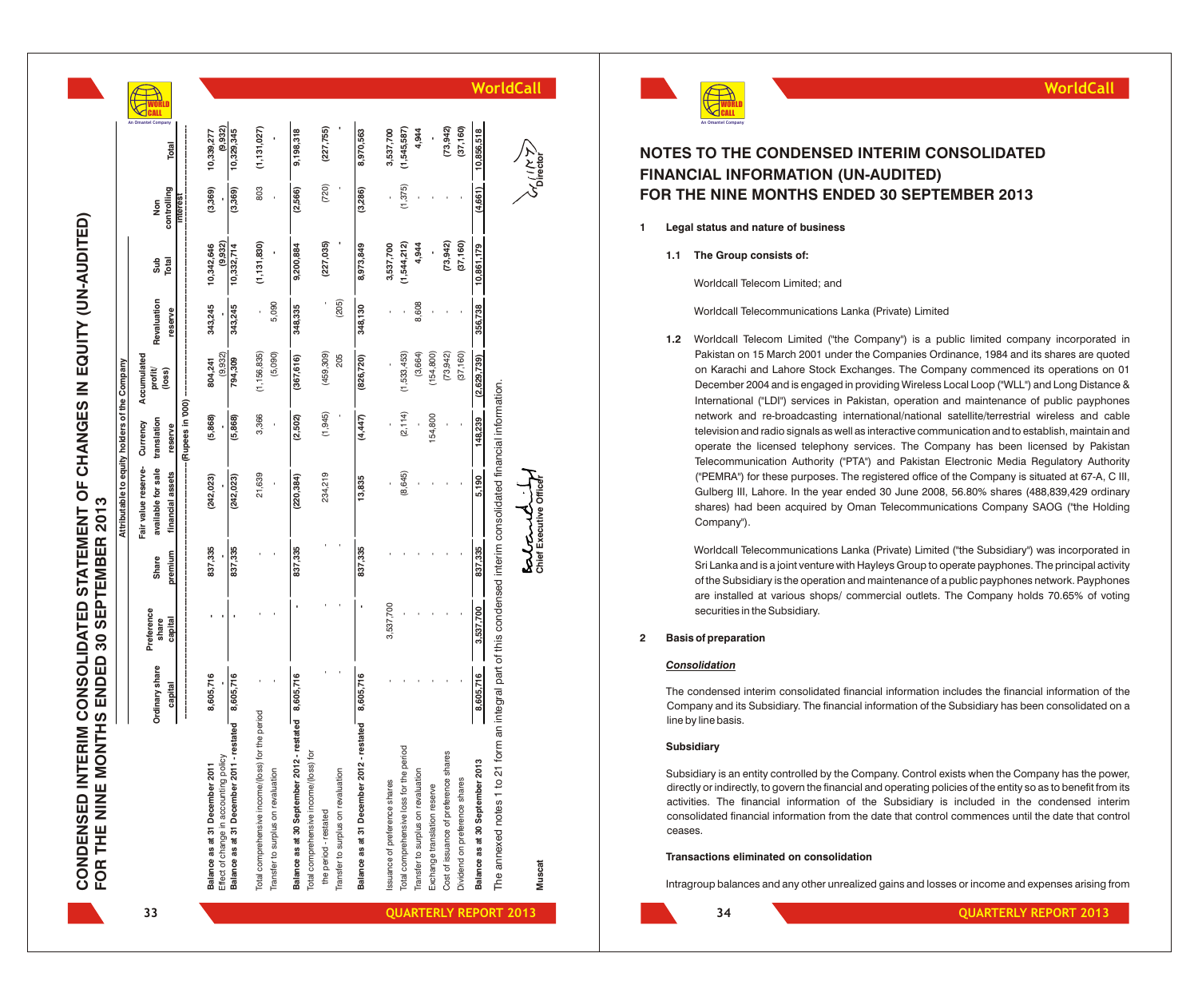# CONDENSED INTERIM CONSOLIDATED STATEMENT OF CHANGES IN EQUITY (UN-AUDITED) FOR THE NINE MONTHS ENDED 30 SEPTEMBER 2013

| | Attributable to equity holders of the Company | | | | | | | | Non controlling interest | Total |
|---|---|---|---|---|---|---|---|---|---|---|
| | Ordinary share capital | Preference share capital | Share premium | Fair value reserve- available for sale financial assets | Currency translation reserve | Accumulated profit/ (loss) | Revaluation reserve | Sub Total | | |
| | (Rupees in '000) | | | | | | | | | |
| Balance as at 31 December 2011 | 8,605,716 | - | 837,335 | (242,023) | (5,868) | 804,241 | 343,245 | 10,342,646 | (3,369) | 10,339,277 |
| Effect of change in accounting policy | - | - | - | - | - | (9,932) | - | (9,932) | - | (9,932) |
| Balance as at 31 December 2011 - restated | 8,605,716 | - | 837,335 | (242,023) | (5,868) | 794,309 | 343,245 | 10,332,714 | (3,369) | 10,329,345 |
| Total comprehensive income/(loss) for the period | - | - | - | 21,639 | 3,366 | (1,156,835) | - | (1,131,830) | 803 | (1,131,027) |
| Transfer to surplus on revaluation | - | - | - | - | - | (5,090) | 5,090 | - | - | - |
| Balance as at 30 September 2012 - restated | 8,605,716 | - | 837,335 | (220,384) | (2,502) | (367,616) | 348,335 | 9,200,884 | (2,566) | 9,198,318 |
| Total comprehensive income/(loss) for the period - restated | - | - | - | 234,219 | (1,945) | (459,309) | - | (227,035) | (720) | (227,755) |
| Transfer to surplus on revaluation | - | - | - | - | - | 205 | (205) | - | - | - |
| Balance as at 31 December 2012 - restated | 8,605,716 | - | 837,335 | 13,835 | (4,447) | (826,720) | 348,130 | 8,973,849 | (3,286) | 8,970,563 |
| Issuance of preference shares | - | 3,537,700 | - | - | - | - | - | 3,537,700 | - | 3,537,700 |
| Total comprehensive loss for the period | - | - | - | (8,645) | (2,114) | (1,533,453) | - | (1,544,212) | (1,375) | (1,545,587) |
| Transfer to surplus on revaluation | - | - | - | - | - | (3,664) | 8,608 | 4,944 | - | 4,944 |
| Exchange translation reserve | - | - | - | - | 154,800 | (154,800) | - | - | - | - |
| Cost of issuance of preference shares | - | - | - | - | - | (73,942) | - | (73,942) | - | (73,942) |
| Dividend on preference shares | - | - | - | - | - | (37,160) | - | (37,160) | - | (37,160) |
| Balance as at 30 September 2013 | 8,605,716 | 3,537,700 | 837,335 | 5,190 | 148,239 | (2,629,739) | 356,738 | 10,861,179 | (4,661) | 10,856,518 |

The annexed notes 1 to 21 form an integral part of this condensed interim consolidated financial information.

Muscat

Chief Executive Officer

Director

# NOTES TO THE CONDENSED INTERIM CONSOLIDATED FINANCIAL INFORMATION (UN-AUDITED) FOR THE NINE MONTHS ENDED 30 SEPTEMBER 2013

**1 Legal status and nature of business**

**1.1 The Group consists of:**

Worldcall Telecom Limited; and

Worldcall Telecommunications Lanka (Private) Limited

**1.2** Worldcall Telecom Limited ("the Company") is a public limited company incorporated in Pakistan on 15 March 2001 under the Companies Ordinance, 1984 and its shares are quoted on Karachi and Lahore Stock Exchanges. The Company commenced its operations on 01 December 2004 and is engaged in providing Wireless Local Loop ("WLL") and Long Distance & International ("LDI") services in Pakistan, operation and maintenance of public payphones network and re-broadcasting international/national satellite/terrestrial wireless and cable television and radio signals as well as interactive communication and to establish, maintain and operate the licensed telephony services. The Company has been licensed by Pakistan Telecommunication Authority ("PTA") and Pakistan Electronic Media Regulatory Authority ("PEMRA") for these purposes. The registered office of the Company is situated at 67-A, C III, Gulberg III, Lahore. In the year ended 30 June 2008, 56.80% shares (488,839,429 ordinary shares) had been acquired by Oman Telecommunications Company SAOG ("the Holding Company").

Worldcall Telecommunications Lanka (Private) Limited ("the Subsidiary") was incorporated in Sri Lanka and is a joint venture with Hayleys Group to operate payphones. The principal activity of the Subsidiary is the operation and maintenance of a public payphones network. Payphones are installed at various shops/ commercial outlets. The Company holds 70.65% of voting securities in the Subsidiary.

**2 Basis of preparation**

***Consolidation***

The condensed interim consolidated financial information includes the financial information of the Company and its Subsidiary. The financial information of the Subsidiary has been consolidated on a line by line basis.

**Subsidiary**

Subsidiary is an entity controlled by the Company. Control exists when the Company has the power, directly or indirectly, to govern the financial and operating policies of the entity so as to benefit from its activities. The financial information of the Subsidiary is included in the condensed interim consolidated financial information from the date that control commences until the date that control ceases.

**Transactions eliminated on consolidation**

Intragroup balances and any other unrealized gains and losses or income and expenses arising from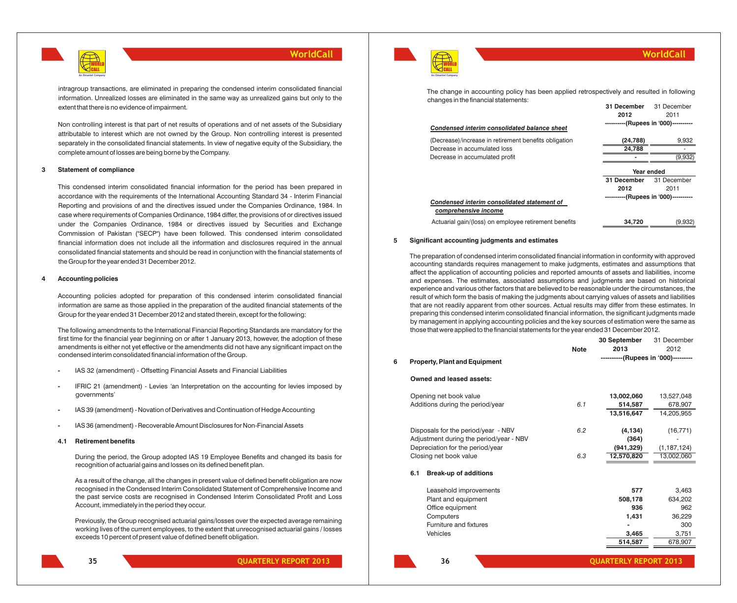intragroup transactions, are eliminated in preparing the condensed interim consolidated financial information. Unrealized losses are eliminated in the same way as unrealized gains but only to the extent that there is no evidence of impairment.

Non controlling interest is that part of net results of operations and of net assets of the Subsidiary attributable to interest which are not owned by the Group. Non controlling interest is presented separately in the consolidated financial statements. In view of negative equity of the Subsidiary, the complete amount of losses are being borne by the Company.

## 3 Statement of compliance

This condensed interim consolidated financial information for the period has been prepared in accordance with the requirements of the International Accounting Standard 34 - Interim Financial Reporting and provisions of and the directives issued under the Companies Ordinance, 1984. In case where requirements of Companies Ordinance, 1984 differ, the provisions of or directives issued under the Companies Ordinance, 1984 or directives issued by Securities and Exchange Commission of Pakistan ("SECP") have been followed. This condensed interim consolidated financial information does not include all the information and disclosures required in the annual consolidated financial statements and should be read in conjunction with the financial statements of the Group for the year ended 31 December 2012.

## 4 Accounting policies

Accounting policies adopted for preparation of this condensed interim consolidated financial information are same as those applied in the preparation of the audited financial statements of the Group for the year ended 31 December 2012 and stated therein, except for the following:

The following amendments to the International Financial Reporting Standards are mandatory for the first time for the financial year beginning on or after 1 January 2013, however, the adoption of these amendments is either not yet effective or the amendments did not have any significant impact on the condensed interim consolidated financial information of the Group.

- IAS 32 (amendment) - Offsetting Financial Assets and Financial Liabilities
- IFRIC 21 (amendment) - Levies 'an Interpretation on the accounting for levies imposed by governments'
- IAS 39 (amendment) - Novation of Derivatives and Continuation of Hedge Accounting
- IAS 36 (amendment) - Recoverable Amount Disclosures for Non-Financial Assets

### 4.1 Retirement benefits

During the period, the Group adopted IAS 19 Employee Benefits and changed its basis for recognition of actuarial gains and losses on its defined benefit plan.

As a result of the change, all the changes in present value of defined benefit obligation are now recognised in the Condensed Interim Consolidated Statement of Comprehensive Income and the past service costs are recognised in Condensed Interim Consolidated Profit and Loss Account, immediately in the period they occur.

Previously, the Group recognised actuarial gains/losses over the expected average remaining working lives of the current employees, to the extent that unrecognised actuarial gains / losses exceeds 10 percent of present value of defined benefit obligation.

The change in accounting policy has been applied retrospectively and resulted in following changes in the financial statements:

| | 31 December 2012 | 31 December 2011 |
|---|---|---|
| | ----------(Rupees in '000)---------- | |
| ***Condensed interim consolidated balance sheet*** | | |
| (Decrease)/increase in retirement benefits obligation | (24,788) | 9,932 |
| Decrease in accumulated loss | 24,788 | - |
| Decrease in accumulated profit | - | (9,932) |

| | Year ended | |
|---|---|---|
| | 31 December 2012 | 31 December 2011 |
| | ----------(Rupees in '000)---------- | |
| ***Condensed interim consolidated statement of comprehensive income*** | | |
| Actuarial gain/(loss) on employee retirement benefits | 34,720 | (9,932) |

## 5 Significant accounting judgments and estimates

The preparation of condensed interim consolidated financial information in conformity with approved accounting standards requires management to make judgments, estimates and assumptions that affect the application of accounting policies and reported amounts of assets and liabilities, income and expenses. The estimates, associated assumptions and judgments are based on historical experience and various other factors that are believed to be reasonable under the circumstances, the result of which form the basis of making the judgments about carrying values of assets and liabilities that are not readily apparent from other sources. Actual results may differ from these estimates. In preparing this condensed interim consolidated financial information, the significant judgments made by management in applying accounting policies and the key sources of estimation were the same as those that were applied to the financial statements for the year ended 31 December 2012.

| | Note | 30 September 2013 | 31 December 2012 |
|---|---|---|---|
| | | ----------(Rupees in '000)--------- | |
| **6 Property, Plant and Equipment** | | | |
| **Owned and leased assets:** | | | |
| Opening net book value | | 13,002,060 | 13,527,048 |
| Additions during the period/year | 6.1 | 514,587 | 678,907 |
| | | 13,516,647 | 14,205,955 |
| Disposals for the period/year - NBV | 6.2 | (4,134) | (16,771) |
| Adjustment during the period/year - NBV | | (364) | - |
| Depreciation for the period/year | | (941,329) | (1,187,124) |
| Closing net book value | 6.3 | 12,570,820 | 13,002,060 |
| **6.1 Break-up of additions** | | | |
| Leasehold improvements | | 577 | 3,463 |
| Plant and equipment | | 508,178 | 634,202 |
| Office equipment | | 936 | 962 |
| Computers | | 1,431 | 36,229 |
| Furniture and fixtures | | - | 300 |
| Vehicles | | 3,465 | 3,751 |
| | | 514,587 | 678,907 |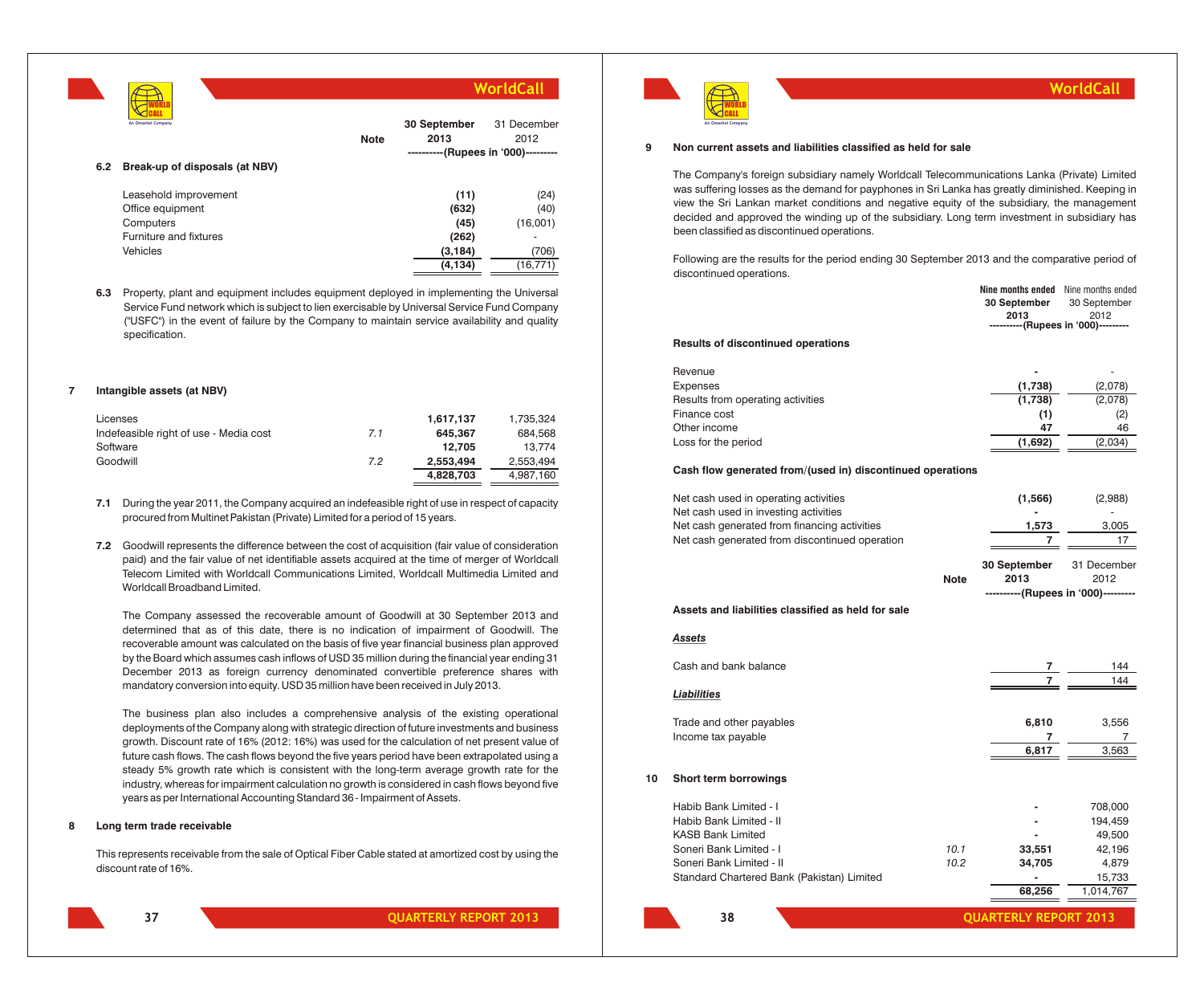| | Note | 30 September 2013 | 31 December 2012 |
|---|---|---|---|
| | | ----------(Rupees in '000)--------- | |
| **6.2 Break-up of disposals (at NBV)** | | | |
| Leasehold improvement | | **(11)** | (24) |
| Office equipment | | **(632)** | (40) |
| Computers | | **(45)** | (16,001) |
| Furniture and fixtures | | **(262)** | - |
| Vehicles | | **(3,184)** | (706) |
| | | **(4,134)** | (16,771) |

**6.3** Property, plant and equipment includes equipment deployed in implementing the Universal Service Fund network which is subject to lien exercisable by Universal Service Fund Company ("USFC") in the event of failure by the Company to maintain service availability and quality specification.

## 7 Intangible assets (at NBV)

| | Note | 30 September 2013 | 31 December 2012 |
|---|---|---|---|
| Licenses | | **1,617,137** | 1,735,324 |
| Indefeasible right of use - Media cost | 7.1 | **645,367** | 684,568 |
| Software | | **12,705** | 13,774 |
| Goodwill | 7.2 | **2,553,494** | 2,553,494 |
| | | **4,828,703** | 4,987,160 |

**7.1** During the year 2011, the Company acquired an indefeasible right of use in respect of capacity procured from Multinet Pakistan (Private) Limited for a period of 15 years.

**7.2** Goodwill represents the difference between the cost of acquisition (fair value of consideration paid) and the fair value of net identifiable assets acquired at the time of merger of Worldcall Telecom Limited with Worldcall Communications Limited, Worldcall Multimedia Limited and Worldcall Broadband Limited.

The Company assessed the recoverable amount of Goodwill at 30 September 2013 and determined that as of this date, there is no indication of impairment of Goodwill. The recoverable amount was calculated on the basis of five year financial business plan approved by the Board which assumes cash inflows of USD 35 million during the financial year ending 31 December 2013 as foreign currency denominated convertible preference shares with mandatory conversion into equity. USD 35 million have been received in July 2013.

The business plan also includes a comprehensive analysis of the existing operational deployments of the Company along with strategic direction of future investments and business growth. Discount rate of 16% (2012: 16%) was used for the calculation of net present value of future cash flows. The cash flows beyond the five years period have been extrapolated using a steady 5% growth rate which is consistent with the long-term average growth rate for the industry, whereas for impairment calculation no growth is considered in cash flows beyond five years as per International Accounting Standard 36 - Impairment of Assets.

## 8 Long term trade receivable

This represents receivable from the sale of Optical Fiber Cable stated at amortized cost by using the discount rate of 16%.

## 9 Non current assets and liabilities classified as held for sale

The Company's foreign subsidiary namely Worldcall Telecommunications Lanka (Private) Limited was suffering losses as the demand for payphones in Sri Lanka has greatly diminished. Keeping in view the Sri Lankan market conditions and negative equity of the subsidiary, the management decided and approved the winding up of the subsidiary. Long term investment in subsidiary has been classified as discontinued operations.

Following are the results for the period ending 30 September 2013 and the comparative period of discontinued operations.

| | Nine months ended 30 September 2013 | Nine months ended 30 September 2012 |
|---|---|---|
| | ----------(Rupees in '000)--------- | |
| **Results of discontinued operations** | | |
| Revenue | **-** | - |
| Expenses | **(1,738)** | (2,078) |
| Results from operating activities | **(1,738)** | (2,078) |
| Finance cost | **(1)** | (2) |
| Other income | **47** | 46 |
| Loss for the period | **(1,692)** | (2,034) |
| **Cash flow generated from/(used in) discontinued operations** | | |
| Net cash used in operating activities | **(1,566)** | (2,988) |
| Net cash used in investing activities | **-** | - |
| Net cash generated from financing activities | **1,573** | 3,005 |
| Net cash generated from discontinued operation | **7** | 17 |

| | Note | 30 September 2013 | 31 December 2012 |
|---|---|---|---|
| | | ----------(Rupees in '000)--------- | |
| **Assets and liabilities classified as held for sale** | | | |
| ***Assets*** | | | |
| Cash and bank balance | | **7** | 144 |
| | | **7** | 144 |
| ***Liabilities*** | | | |
| Trade and other payables | | **6,810** | 3,556 |
| Income tax payable | | **7** | 7 |
| | | **6,817** | 3,563 |

## 10 Short term borrowings

| | Note | 30 September 2013 | 31 December 2012 |
|---|---|---|---|
| Habib Bank Limited - I | | **-** | 708,000 |
| Habib Bank Limited - II | | **-** | 194,459 |
| KASB Bank Limited | | **-** | 49,500 |
| Soneri Bank Limited - I | 10.1 | **33,551** | 42,196 |
| Soneri Bank Limited - II | 10.2 | **34,705** | 4,879 |
| Standard Chartered Bank (Pakistan) Limited | | **-** | 15,733 |
| | | **68,256** | 1,014,767 |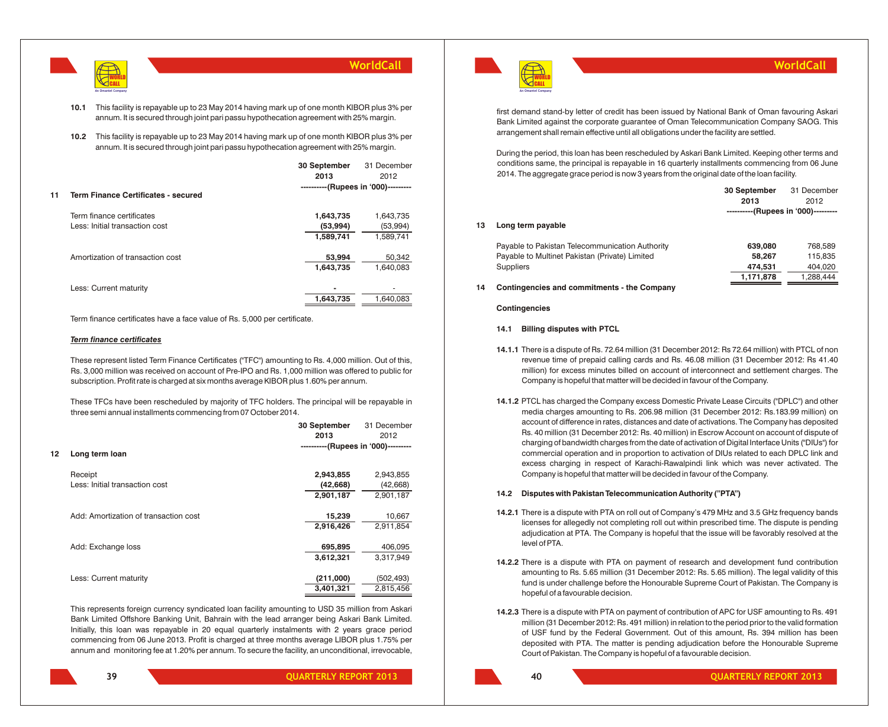**10.1** This facility is repayable up to 23 May 2014 having mark up of one month KIBOR plus 3% per annum. It is secured through joint pari passu hypothecation agreement with 25% margin.

**10.2** This facility is repayable up to 23 May 2014 having mark up of one month KIBOR plus 3% per annum. It is secured through joint pari passu hypothecation agreement with 25% margin.

## 11 Term Finance Certificates - secured

| | 30 September 2013 | 31 December 2012 |
|---|---|---|
| | ----------(Rupees in '000)--------- | |
| Term finance certificates | **1,643,735** | 1,643,735 |
| Less: Initial transaction cost | **(53,994)** | (53,994) |
| | **1,589,741** | 1,589,741 |
| Amortization of transaction cost | **53,994** | 50,342 |
| | **1,643,735** | 1,640,083 |
| Less: Current maturity | **-** | - |
| | **1,643,735** | 1,640,083 |

Term finance certificates have a face value of Rs. 5,000 per certificate.

***Term finance certificates***

These represent listed Term Finance Certificates ("TFC") amounting to Rs. 4,000 million. Out of this, Rs. 3,000 million was received on account of Pre-IPO and Rs. 1,000 million was offered to public for subscription. Profit rate is charged at six months average KIBOR plus 1.60% per annum.

These TFCs have been rescheduled by majority of TFC holders. The principal will be repayable in three semi annual installments commencing from 07 October 2014.

## 12 Long term loan

| | 30 September 2013 | 31 December 2012 |
|---|---|---|
| | ----------(Rupees in '000)--------- | |
| Receipt | **2,943,855** | 2,943,855 |
| Less: Initial transaction cost | **(42,668)** | (42,668) |
| | **2,901,187** | 2,901,187 |
| Add: Amortization of transaction cost | **15,239** | 10,667 |
| | **2,916,426** | 2,911,854 |
| Add: Exchange loss | **695,895** | 406,095 |
| | **3,612,321** | 3,317,949 |
| Less: Current maturity | **(211,000)** | (502,493) |
| | **3,401,321** | 2,815,456 |

This represents foreign currency syndicated loan facility amounting to USD 35 million from Askari Bank Limited Offshore Banking Unit, Bahrain with the lead arranger being Askari Bank Limited. Initially, this loan was repayable in 20 equal quarterly instalments with 2 years grace period commencing from 06 June 2013. Profit is charged at three months average LIBOR plus 1.75% per annum and monitoring fee at 1.20% per annum. To secure the facility, an unconditional, irrevocable, first demand stand-by letter of credit has been issued by National Bank of Oman favouring Askari Bank Limited against the corporate guarantee of Oman Telecommunication Company SAOG. This arrangement shall remain effective until all obligations under the facility are settled.

During the period, this loan has been rescheduled by Askari Bank Limited. Keeping other terms and conditions same, the principal is repayable in 16 quarterly installments commencing from 06 June 2014. The aggregate grace period is now 3 years from the original date of the loan facility.

## 13 Long term payable

| | 30 September 2013 | 31 December 2012 |
|---|---|---|
| | ----------(Rupees in '000)--------- | |
| Payable to Pakistan Telecommunication Authority | **639,080** | 768,589 |
| Payable to Multinet Pakistan (Private) Limited | **58,267** | 115,835 |
| Suppliers | **474,531** | 404,020 |
| | **1,171,878** | 1,288,444 |

## 14 Contingencies and commitments - the Company

**Contingencies**

### 14.1 Billing disputes with PTCL

**14.1.1** There is a dispute of Rs. 72.64 million (31 December 2012: Rs 72.64 million) with PTCL of non revenue time of prepaid calling cards and Rs. 46.08 million (31 December 2012: Rs 41.40 million) for excess minutes billed on account of interconnect and settlement charges. The Company is hopeful that matter will be decided in favour of the Company.

**14.1.2** PTCL has charged the Company excess Domestic Private Lease Circuits ("DPLC") and other media charges amounting to Rs. 206.98 million (31 December 2012: Rs.183.99 million) on account of difference in rates, distances and date of activations. The Company has deposited Rs. 40 million (31 December 2012: Rs. 40 million) in Escrow Account on account of dispute of charging of bandwidth charges from the date of activation of Digital Interface Units ("DIUs") for commercial operation and in proportion to activation of DIUs related to each DPLC link and excess charging in respect of Karachi-Rawalpindi link which was never activated. The Company is hopeful that matter will be decided in favour of the Company.

### 14.2 Disputes with Pakistan Telecommunication Authority ("PTA")

**14.2.1** There is a dispute with PTA on roll out of Company's 479 MHz and 3.5 GHz frequency bands licenses for allegedly not completing roll out within prescribed time. The dispute is pending adjudication at PTA. The Company is hopeful that the issue will be favorably resolved at the level of PTA.

**14.2.2** There is a dispute with PTA on payment of research and development fund contribution amounting to Rs. 5.65 million (31 December 2012: Rs. 5.65 million). The legal validity of this fund is under challenge before the Honourable Supreme Court of Pakistan. The Company is hopeful of a favourable decision.

**14.2.3** There is a dispute with PTA on payment of contribution of APC for USF amounting to Rs. 491 million (31 December 2012: Rs. 491 million) in relation to the period prior to the valid formation of USF fund by the Federal Government. Out of this amount, Rs. 394 million has been deposited with PTA. The matter is pending adjudication before the Honourable Supreme Court of Pakistan. The Company is hopeful of a favourable decision.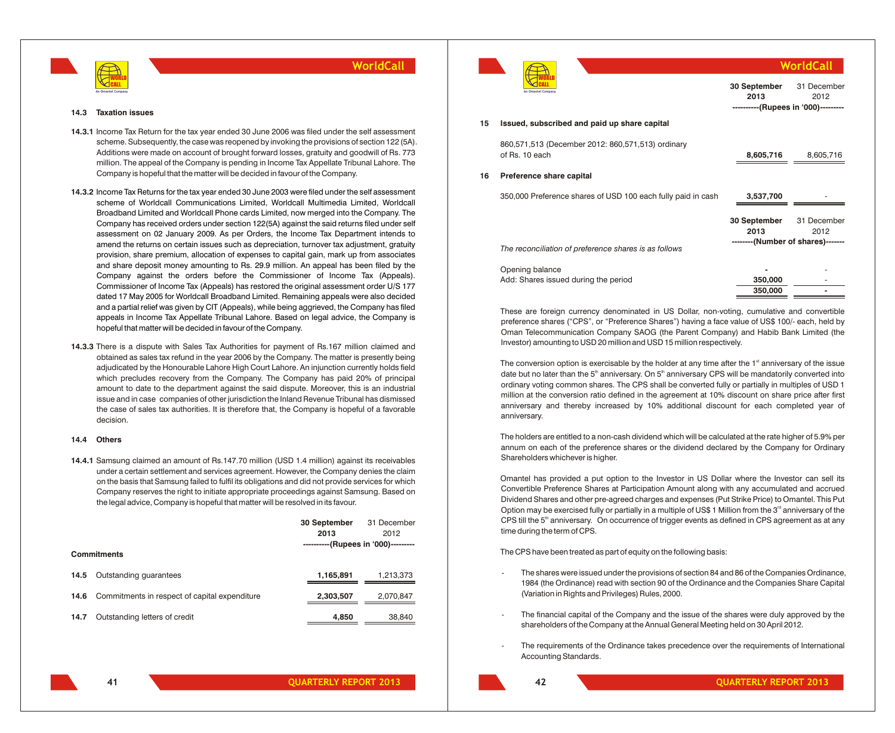### 14.3 Taxation issues

**14.3.1** Income Tax Return for the tax year ended 30 June 2006 was filed under the self assessment scheme. Subsequently, the case was reopened by invoking the provisions of section 122 (5A). Additions were made on account of brought forward losses, gratuity and goodwill of Rs. 773 million. The appeal of the Company is pending in Income Tax Appellate Tribunal Lahore. The Company is hopeful that the matter will be decided in favour of the Company.

**14.3.2** Income Tax Returns for the tax year ended 30 June 2003 were filed under the self assessment scheme of Worldcall Communications Limited, Worldcall Multimedia Limited, Worldcall Broadband Limited and Worldcall Phone cards Limited, now merged into the Company. The Company has received orders under section 122(5A) against the said returns filed under self assessment on 02 January 2009. As per Orders, the Income Tax Department intends to amend the returns on certain issues such as depreciation, turnover tax adjustment, gratuity provision, share premium, allocation of expenses to capital gain, mark up from associates and share deposit money amounting to Rs. 29.9 million. An appeal has been filed by the Company against the orders before the Commissioner of Income Tax (Appeals). Commissioner of Income Tax (Appeals) has restored the original assessment order U/S 177 dated 17 May 2005 for Worldcall Broadband Limited. Remaining appeals were also decided and a partial relief was given by CIT (Appeals), while being aggrieved, the Company has filed appeals in Income Tax Appellate Tribunal Lahore. Based on legal advice, the Company is hopeful that matter will be decided in favour of the Company.

**14.3.3** There is a dispute with Sales Tax Authorities for payment of Rs.167 million claimed and obtained as sales tax refund in the year 2006 by the Company. The matter is presently being adjudicated by the Honourable Lahore High Court Lahore. An injunction currently holds field which precludes recovery from the Company. The Company has paid 20% of principal amount to date to the department against the said dispute. Moreover, this is an industrial issue and in case companies of other jurisdiction the Inland Revenue Tribunal has dismissed the case of sales tax authorities. It is therefore that, the Company is hopeful of a favorable decision.

### 14.4 Others

**14.4.1** Samsung claimed an amount of Rs.147.70 million (USD 1.4 million) against its receivables under a certain settlement and services agreement. However, the Company denies the claim on the basis that Samsung failed to fulfil its obligations and did not provide services for which Company reserves the right to initiate appropriate proceedings against Samsung. Based on the legal advice, Company is hopeful that matter will be resolved in its favour.

| | **30 September 2013** | 31 December 2012 |
|---|---|---|
| | ----------(Rupees in '000)--------- | |
| **Commitments** | | |
| 14.5 Outstanding guarantees | **1,165,891** | 1,213,373 |
| 14.6 Commitments in respect of capital expenditure | **2,303,507** | 2,070,847 |
| 14.7 Outstanding letters of credit | **4,850** | 38,840 |

| | **30 September 2013** | 31 December 2012 |
|---|---|---|
| | ----------(Rupees in '000)--------- | |
| **15 Issued, subscribed and paid up share capital** | | |
| 860,571,513 (December 2012: 860,571,513) ordinary of Rs. 10 each | **8,605,716** | 8,605,716 |
| **16 Preference share capital** | | |
| 350,000 Preference shares of USD 100 each fully paid in cash | **3,537,700** | - |

| *The reconciliation of preference shares is as follows* | **30 September 2013** | 31 December 2012 |
|---|---|---|
| | --------(Number of shares)------- | |
| Opening balance | **-** | - |
| Add: Shares issued during the period | **350,000** | - |
| | **350,000** | **-** |

These are foreign currency denominated in US Dollar, non-voting, cumulative and convertible preference shares ("CPS", or "Preference Shares") having a face value of US$ 100/- each, held by Oman Telecommunication Company SAOG (the Parent Company) and Habib Bank Limited (the Investor) amounting to USD 20 million and USD 15 million respectively.

The conversion option is exercisable by the holder at any time after the 1st anniversary of the issue date but no later than the 5th anniversary. On 5th anniversary CPS will be mandatorily converted into ordinary voting common shares. The CPS shall be converted fully or partially in multiples of USD 1 million at the conversion ratio defined in the agreement at 10% discount on share price after first anniversary and thereby increased by 10% additional discount for each completed year of anniversary.

The holders are entitled to a non-cash dividend which will be calculated at the rate higher of 5.9% per annum on each of the preference shares or the dividend declared by the Company for Ordinary Shareholders whichever is higher.

Omantel has provided a put option to the Investor in US Dollar where the Investor can sell its Convertible Preference Shares at Participation Amount along with any accumulated and accrued Dividend Shares and other pre-agreed charges and expenses (Put Strike Price) to Omantel. This Put Option may be exercised fully or partially in a multiple of US$ 1 Million from the 3rd anniversary of the CPS till the 5th anniversary. On occurrence of trigger events as defined in CPS agreement as at any time during the term of CPS.

The CPS have been treated as part of equity on the following basis:

- The shares were issued under the provisions of section 84 and 86 of the Companies Ordinance, 1984 (the Ordinance) read with section 90 of the Ordinance and the Companies Share Capital (Variation in Rights and Privileges) Rules, 2000.

- The financial capital of the Company and the issue of the shares were duly approved by the shareholders of the Company at the Annual General Meeting held on 30 April 2012.

- The requirements of the Ordinance takes precedence over the requirements of International Accounting Standards.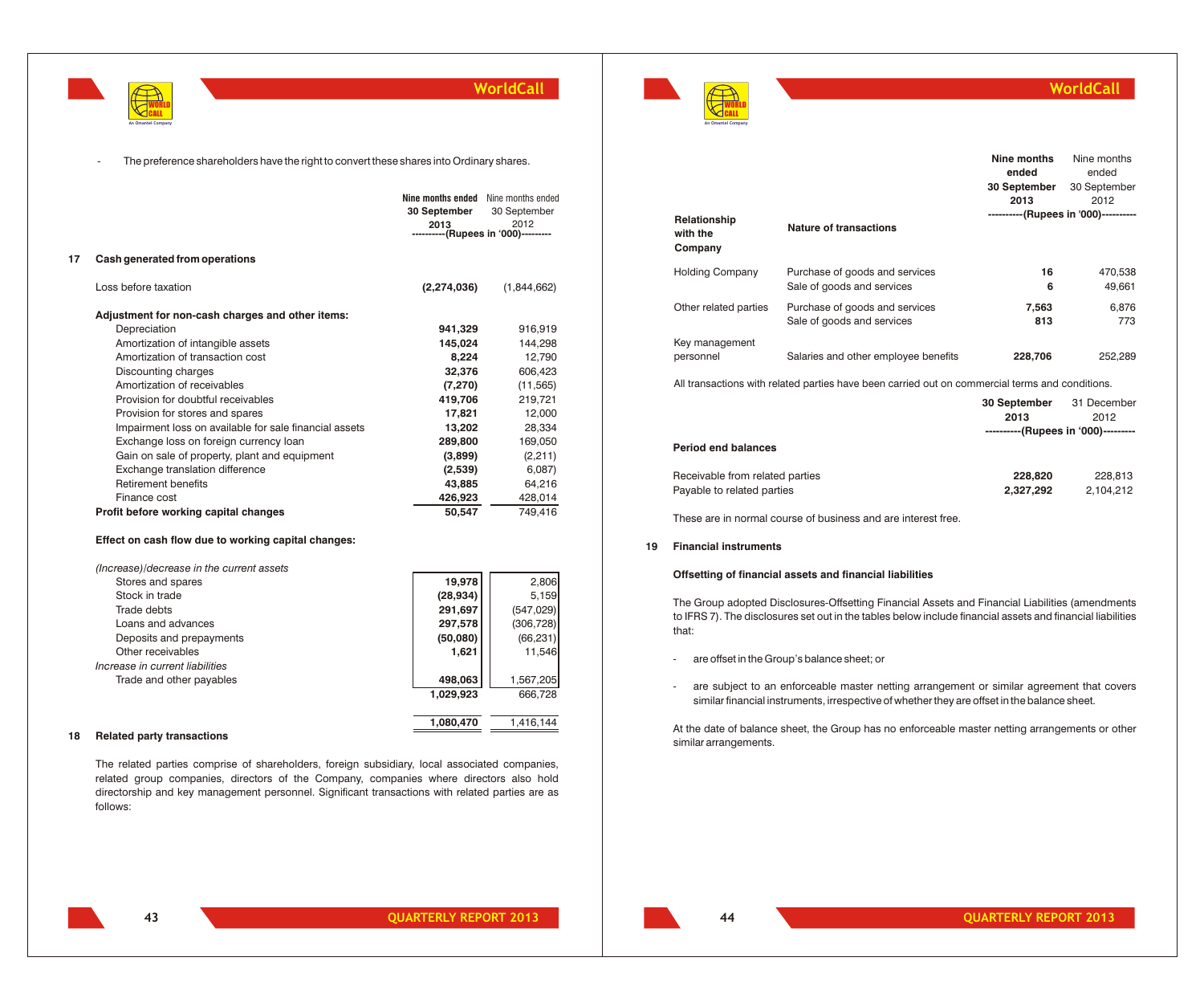- The preference shareholders have the right to convert these shares into Ordinary shares.

## 17 Cash generated from operations

| | Nine months ended 30 September 2013 | Nine months ended 30 September 2012 |
|---|---|---|
| | ----------(Rupees in '000)--------- | |
| Loss before taxation | **(2,274,036)** | (1,844,662) |
| **Adjustment for non-cash charges and other items:** | | |
| Depreciation | **941,329** | 916,919 |
| Amortization of intangible assets | **145,024** | 144,298 |
| Amortization of transaction cost | **8,224** | 12,790 |
| Discounting charges | **32,376** | 606,423 |
| Amortization of receivables | **(7,270)** | (11,565) |
| Provision for doubtful receivables | **419,706** | 219,721 |
| Provision for stores and spares | **17,821** | 12,000 |
| Impairment loss on available for sale financial assets | **13,202** | 28,334 |
| Exchange loss on foreign currency loan | **289,800** | 169,050 |
| Gain on sale of property, plant and equipment | **(3,899)** | (2,211) |
| Exchange translation difference | **(2,539)** | 6,087) |
| Retirement benefits | **43,885** | 64,216 |
| Finance cost | **426,923** | 428,014 |
| **Profit before working capital changes** | **50,547** | 749,416 |
| **Effect on cash flow due to working capital changes:** | | |
| *(Increase)/decrease in the current assets* | | |
| Stores and spares | **19,978** | 2,806 |
| Stock in trade | **(28,934)** | 5,159 |
| Trade debts | **291,697** | (547,029) |
| Loans and advances | **297,578** | (306,728) |
| Deposits and prepayments | **(50,080)** | (66,231) |
| Other receivables | **1,621** | 11,546 |
| *Increase in current liabilities* | | |
| Trade and other payables | **498,063** | 1,567,205 |
| | **1,029,923** | 666,728 |
| | **1,080,470** | 1,416,144 |

## 18 Related party transactions

The related parties comprise of shareholders, foreign subsidiary, local associated companies, related group companies, directors of the Company, companies where directors also hold directorship and key management personnel. Significant transactions with related parties are as follows:

| Relationship with the Company | Nature of transactions | Nine months ended 30 September 2013 | Nine months ended 30 September 2012 |
|---|---|---|---|
| | | ----------(Rupees in '000)---------- | |
| Holding Company | Purchase of goods and services | **16** | 470,538 |
| | Sale of goods and services | **6** | 49,661 |
| Other related parties | Purchase of goods and services | **7,563** | 6,876 |
| | Sale of goods and services | **813** | 773 |
| Key management personnel | Salaries and other employee benefits | **228,706** | 252,289 |

All transactions with related parties have been carried out on commercial terms and conditions.

| | 30 September 2013 | 31 December 2012 |
|---|---|---|
| | ----------(Rupees in '000)--------- | |
| **Period end balances** | | |
| Receivable from related parties | **228,820** | 228,813 |
| Payable to related parties | **2,327,292** | 2,104,212 |

These are in normal course of business and are interest free.

## 19 Financial instruments

### Offsetting of financial assets and financial liabilities

The Group adopted Disclosures-Offsetting Financial Assets and Financial Liabilities (amendments to IFRS 7). The disclosures set out in the tables below include financial assets and financial liabilities that:

- are offset in the Group's balance sheet; or
- are subject to an enforceable master netting arrangement or similar agreement that covers similar financial instruments, irrespective of whether they are offset in the balance sheet.

At the date of balance sheet, the Group has no enforceable master netting arrangements or other similar arrangements.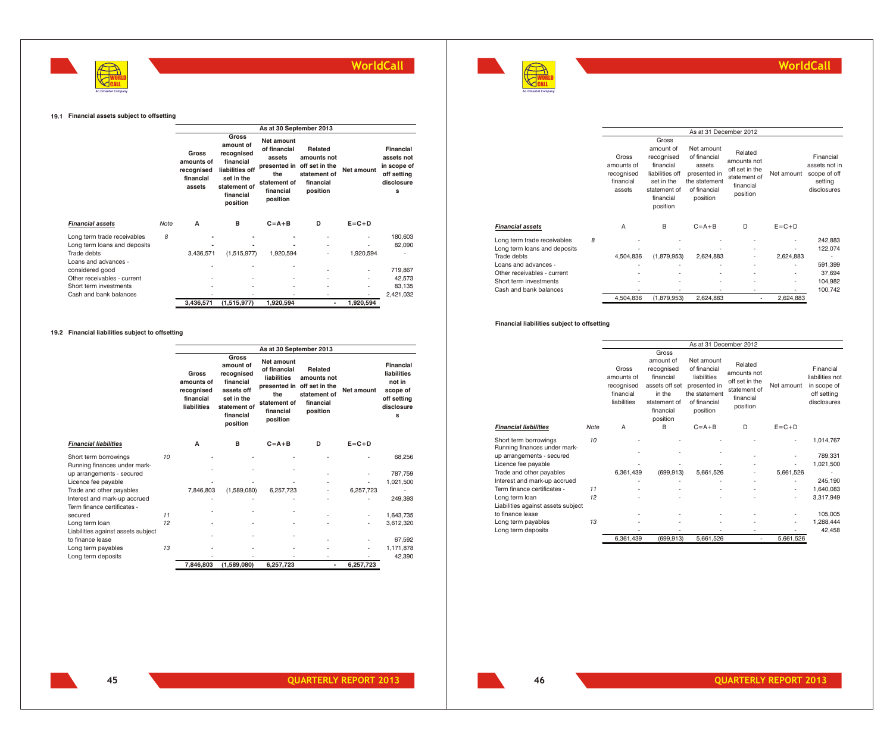### 19.1 Financial assets subject to offsetting

| | | As at 30 September 2013 | | | | | |
|---|---|---|---|---|---|---|---|
| | | Gross amounts of recognised financial assets | Gross amount of recognised financial liabilities off set in the statement of financial position | Net amount of financial assets presented in the statement of financial position | Related amounts not off set in the statement of financial position | Net amount | Financial assets not in scope of off setting disclosures |
| ***Financial assets*** | Note | A | B | C=A+B | D | E=C+D | |
| Long term trade receivables | 8 | - | - | - | - | - | 180,603 |
| Long term loans and deposits | | - | - | - | - | - | 82,090 |
| Trade debts | | 3,436,571 | (1,515,977) | 1,920,594 | - | 1,920,594 | - |
| Loans and advances - considered good | | - | - | - | - | - | 719,867 |
| Other receivables - current | | - | - | - | - | - | 42,573 |
| Short term investments | | - | - | - | - | - | 83,135 |
| Cash and bank balances | | - | - | - | - | - | 2,421,032 |
| | | **3,436,571** | **(1,515,977)** | **1,920,594** | **-** | **1,920,594** | |

### 19.2 Financial liabilities subject to offsetting

| | | As at 30 September 2013 | | | | | |
|---|---|---|---|---|---|---|---|
| | | Gross amounts of recognised financial liabilities | Gross amount of recognised financial assets off set in the statement of financial position | Net amount of financial liabilities presented in the statement of financial position | Related amounts not off set in the statement of financial position | Net amount | Financial liabilities not in scope of off setting disclosures |
| ***Financial liabilities*** | | A | B | C=A+B | D | E=C+D | |
| Short term borrowings | 10 | - | - | - | - | - | 68,256 |
| Running finances under mark-up arrangements - secured | | - | - | - | - | - | 787,759 |
| Licence fee payable | | - | - | - | - | - | 1,021,500 |
| Trade and other payables | | 7,846,803 | (1,589,080) | 6,257,723 | - | 6,257,723 | - |
| Interest and mark-up accrued | | - | - | - | - | - | 249,393 |
| Term finance certificates - secured | 11 | - | - | - | - | - | 1,643,735 |
| Long term loan | 12 | - | - | - | - | - | 3,612,320 |
| Liabilities against assets subject to finance lease | | - | - | - | - | - | 67,592 |
| Long term payables | 13 | - | - | - | - | - | 1,171,878 |
| Long term deposits | | - | - | - | - | - | 42,390 |
| | | **7,846,803** | **(1,589,080)** | **6,257,723** | **-** | **6,257,723** | |

| | | As at 31 December 2012 | | | | | |
|---|---|---|---|---|---|---|---|
| | | Gross amounts of recognised financial assets | Gross amount of recognised financial liabilities off set in the statement of financial position | Net amount of financial assets presented in the statement of financial position | Related amounts not off set in the statement of financial position | Net amount | Financial assets not in scope of off setting disclosures |
| ***Financial assets*** | | A | B | C=A+B | D | E=C+D | |
| Long term trade receivables | 8 | - | - | - | - | - | 242,883 |
| Long term loans and deposits | | - | - | - | - | - | 122,074 |
| Trade debts | | 4,504,836 | (1,879,953) | 2,624,883 | - | 2,624,883 | - |
| Loans and advances - | | - | - | - | - | - | 591,399 |
| Other receivables - current | | - | - | - | - | - | 37,694 |
| Short term investments | | - | - | - | - | - | 104,982 |
| Cash and bank balances | | - | - | - | - | - | 100,742 |
| | | 4,504,836 | (1,879,953) | 2,624,883 | - | 2,624,883 | |

**Financial liabilities subject to offsetting**

| | | As at 31 December 2012 | | | | | |
|---|---|---|---|---|---|---|---|
| | | Gross amounts of recognised financial liabilities | Gross amount of recognised financial assets off set in the statement of financial position | Net amount of financial liabilities presented in the statement of financial position | Related amounts not off set in the statement of financial position | Net amount | Financial liabilities not in scope of off setting disclosures |
| ***Financial liabilities*** | Note | A | B | C=A+B | D | E=C+D | |
| Short term borrowings | 10 | - | - | - | - | - | 1,014,767 |
| Running finances under mark-up arrangements - secured | | - | - | - | - | - | 789,331 |
| Licence fee payable | | - | - | - | - | - | 1,021,500 |
| Trade and other payables | | 6,361,439 | (699,913) | 5,661,526 | - | 5,661,526 | - |
| Interest and mark-up accrued | | - | - | - | - | - | 245,190 |
| Term finance certificates - | 11 | - | - | - | - | - | 1,640,083 |
| Long term loan | 12 | - | - | - | - | - | 3,317,949 |
| Liabilities against assets subject to finance lease | | - | - | - | - | - | 105,005 |
| Long term payables | 13 | - | - | - | - | - | 1,288,444 |
| Long term deposits | | - | - | - | - | - | 42,458 |
| | | 6,361,439 | (699,913) | 5,661,526 | - | 5,661,526 | |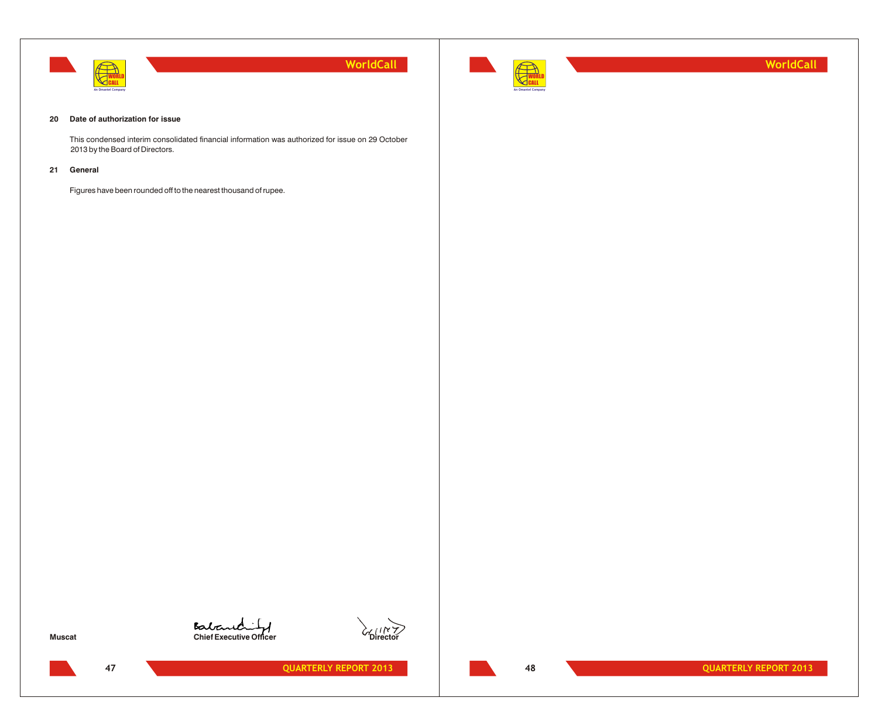## 20 Date of authorization for issue

This condensed interim consolidated financial information was authorized for issue on 29 October 2013 by the Board of Directors.

## 21 General

Figures have been rounded off to the nearest thousand of rupee.

Muscat

Chief Executive Officer

Director